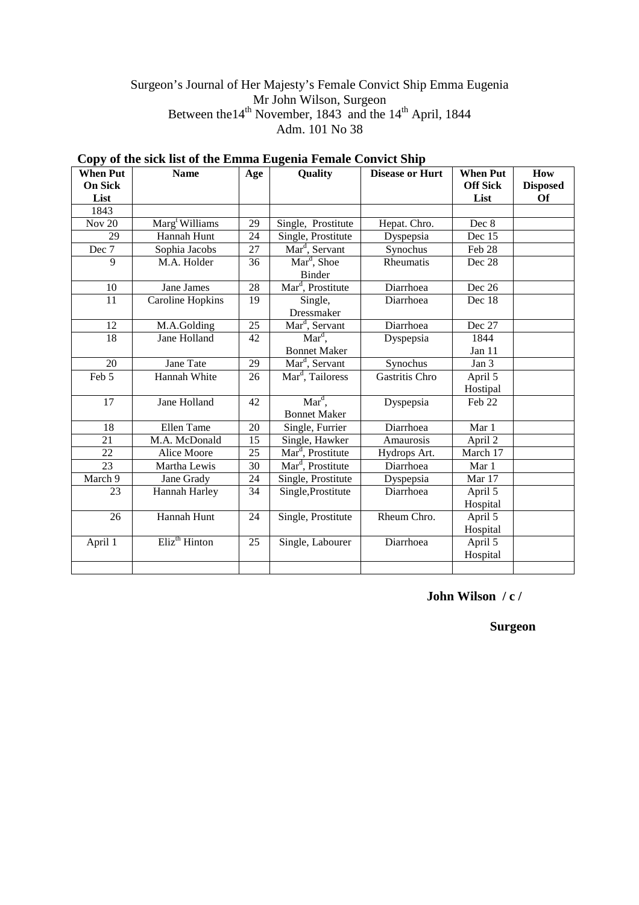Surgeon's Journal of Her Majesty's Female Convict Ship Emma Eugenia
Mr John Wilson, Surgeon
Between the14$^{th}$ November, 1843 and the 14$^{th}$ April, 1844
Adm. 101 No 38

**Copy of the sick list of the Emma Eugenia Female Convict Ship**

| When Put On Sick List | Name | Age | Quality | Disease or Hurt | When Put Off Sick List | How Disposed Of |
|---|---|---|---|---|---|---|
| 1843 | | | | | | |
| Nov 20 | Marg$^t$ Williams | 29 | Single, Prostitute | Hepat. Chro. | Dec 8 | |
| 29 | Hannah Hunt | 24 | Single, Prostitute | Dyspepsia | Dec 15 | |
| Dec 7 | Sophia Jacobs | 27 | Mar$^d$, Servant | Synochus | Feb 28 | |
| 9 | M.A. Holder | 36 | Mar$^d$, Shoe Binder | Rheumatis | Dec 28 | |
| 10 | Jane James | 28 | Mar$^d$, Prostitute | Diarrhoea | Dec 26 | |
| 11 | Caroline Hopkins | 19 | Single, Dressmaker | Diarrhoea | Dec 18 | |
| 12 | M.A.Golding | 25 | Mar$^d$, Servant | Diarrhoea | Dec 27 | |
| 18 | Jane Holland | 42 | Mar$^d$, Bonnet Maker | Dyspepsia | 1844 Jan 11 | |
| 20 | Jane Tate | 29 | Mar$^d$, Servant | Synochus | Jan 3 | |
| Feb 5 | Hannah White | 26 | Mar$^d$, Tailoress | Gastritis Chro | April 5 Hostipal | |
| 17 | Jane Holland | 42 | Mar$^d$, Bonnet Maker | Dyspepsia | Feb 22 | |
| 18 | Ellen Tame | 20 | Single, Furrier | Diarrhoea | Mar 1 | |
| 21 | M.A. McDonald | 15 | Single, Hawker | Amaurosis | April 2 | |
| 22 | Alice Moore | 25 | Mar$^d$, Prostitute | Hydrops Art. | March 17 | |
| 23 | Martha Lewis | 30 | Mar$^d$, Prostitute | Diarrhoea | Mar 1 | |
| March 9 | Jane Grady | 24 | Single, Prostitute | Dyspepsia | Mar 17 | |
| 23 | Hannah Harley | 34 | Single,Prostitute | Diarrhoea | April 5 Hospital | |
| 26 | Hannah Hunt | 24 | Single, Prostitute | Rheum Chro. | April 5 Hospital | |
| April 1 | Eliz$^{th}$ Hinton | 25 | Single, Labourer | Diarrhoea | April 5 Hospital | |
| | | | | | | |

**John Wilson / c /**

**Surgeon**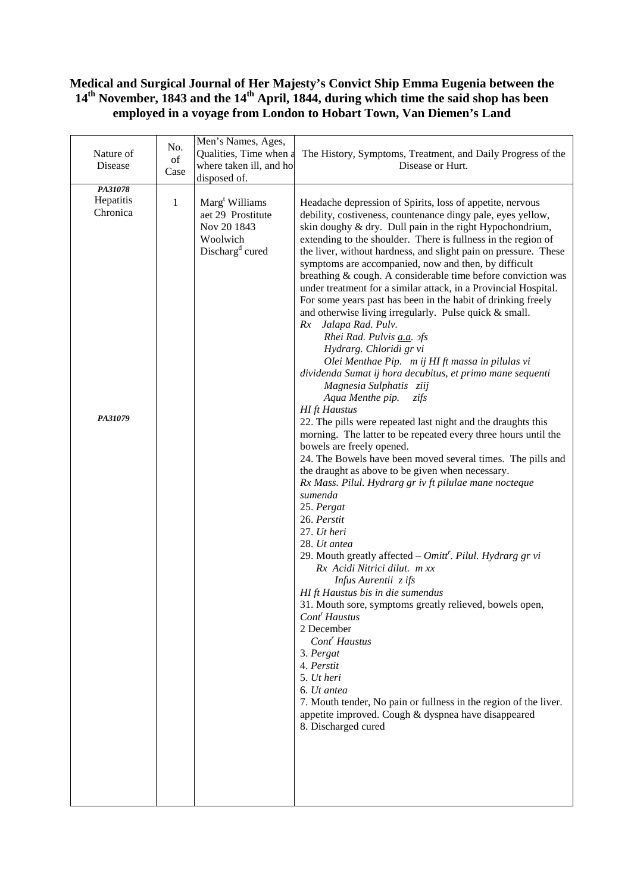**Medical and Surgical Journal of Her Majesty's Convict Ship Emma Eugenia between the 14th November, 1843 and the 14th April, 1844, during which time the said shop has been employed in a voyage from London to Hobart Town, Van Diemen's Land**

| Nature of Disease | No. of Case | Men's Names, Ages, Qualities, Time when a where taken ill, and ho disposed of. | The History, Symptoms, Treatment, and Daily Progress of the Disease or Hurt. |
|---|---|---|---|
| *PA31078*<br>Hepatitis Chronica<br><br>*PA31079* | 1 | Marg[t] Williams<br>aet 29 Prostitute<br>Nov 20 1843<br>Woolwich<br>Discharg[d] cured | Headache depression of Spirits, loss of appetite, nervous debility, costiveness, countenance dingy pale, eyes yellow, skin doughy & dry. Dull pain in the right Hypochondrium, extending to the shoulder. There is fullness in the region of the liver, without hardness, and slight pain on pressure. These symptoms are accompanied, now and then, by difficult breathing & cough. A considerable time before conviction was under treatment for a similar attack, in a Provincial Hospital. For some years past has been in the habit of drinking freely and otherwise living irregularly. Pulse quick & small.<br>*Rx Jalapa Rad. Pulv.*<br>*Rhei Rad. Pulvis a.a. ℈fs*<br>*Hydrarg. Chloridi gr vi*<br>*Olei Menthae Pip. m ij HI ft massa in pilulas vi dividenda Sumat ij hora decubitus, et primo mane sequenti*<br>*Magnesia Sulphatis ziij*<br>*Aqua Menthe pip. zifs*<br>*HI ft Haustus*<br>22. The pills were repeated last night and the draughts this morning. The latter to be repeated every three hours until the bowels are freely opened.<br>24. The Bowels have been moved several times. The pills and the draught as above to be given when necessary.<br>*Rx Mass. Pilul. Hydrarg gr iv ft pilulae mane nocteque sumenda*<br>25. *Pergat*<br>26. *Perstit*<br>27. *Ut heri*<br>28. *Ut antea*<br>29. Mouth greatly affected – *Omitt[r]. Pilul. Hydrarg gr vi*<br>*Rx Acidi Nitrici dilut. m xx*<br>*Infus Aurentii z ifs*<br>*HI ft Haustus bis in die sumendus*<br>31. Mouth sore, symptoms greatly relieved, bowels open, *Cont[r] Haustus*<br>2 December<br>*Cont[r] Haustus*<br>3. *Pergat*<br>4. *Perstit*<br>5. *Ut heri*<br>6. *Ut antea*<br>7. Mouth tender, No pain or fullness in the region of the liver. appetite improved. Cough & dyspnea have disappeared<br>8. Discharged cured |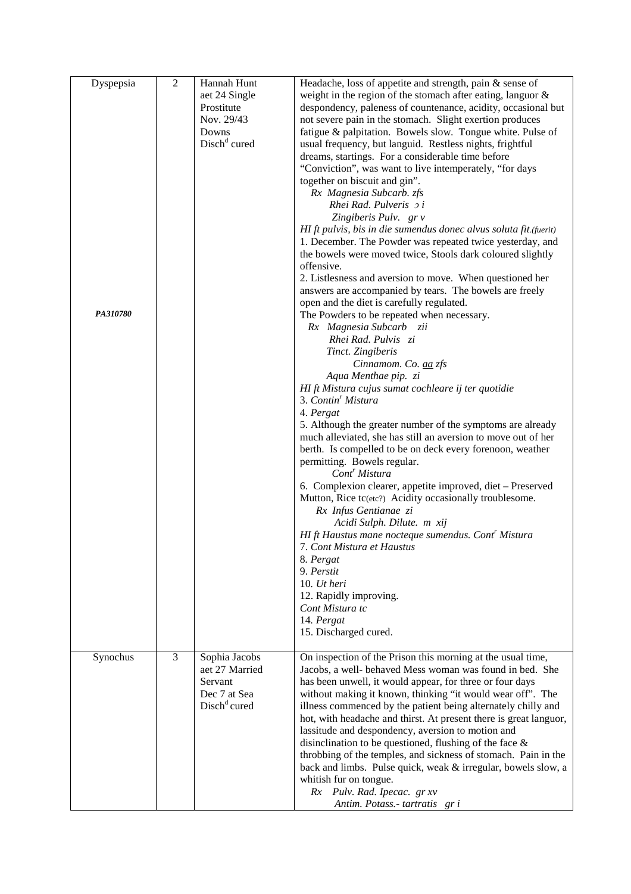| | | | |
|---|---|---|---|
| Dyspepsia<br><br><br><br><br><br><br><br><br><br><br><br><br><br><br><br><br>***PA310780*** | 2 | Hannah Hunt<br>aet 24 Single<br>Prostitute<br>Nov. 29/43<br>Downs<br>Disch[d] cured | Headache, loss of appetite and strength, pain & sense of weight in the region of the stomach after eating, languor & despondency, paleness of countenance, acidity, occasional but not severe pain in the stomach. Slight exertion produces fatigue & palpitation. Bowels slow. Tongue white. Pulse of usual frequency, but languid. Restless nights, frightful dreams, startings. For a considerable time before "Conviction", was want to live intemperately, "for days together on biscuit and gin".<br>*Rx Magnesia Subcarb. zfs*<br>*Rhei Rad. Pulveris ɔ i*<br>*Zingiberis Pulv. gr v*<br>*HI ft pulvis, bis in die sumendus donec alvus soluta fit.(fuerit)*<br>1. December. The Powder was repeated twice yesterday, and the bowels were moved twice, Stools dark coloured slightly offensive.<br>2. Listlessness and aversion to move. When questioned her answers are accompanied by tears. The bowels are freely open and the diet is carefully regulated.<br>The Powders to be repeated when necessary.<br>*Rx Magnesia Subcarb zii*<br>*Rhei Rad. Pulvis zi*<br>*Tinct. Zingiberis*<br>*Cinnamom. Co. aa zfs*<br>*Aqua Menthae pip. zi*<br>*HI ft Mistura cujus sumat cochleare ij ter quotidie*<br>3. *Contin[r] Mistura*<br>4. *Pergat*<br>5. Although the greater number of the symptoms are already much alleviated, she has still an aversion to move out of her berth. Is compelled to be on deck every forenoon, weather permitting. Bowels regular.<br>*Cont[r] Mistura*<br>6. Complexion clearer, appetite improved, diet – Preserved Mutton, Rice tc(etc?) Acidity occasionally troublesome.<br>*Rx Infus Gentianae zi*<br>*Acidi Sulph. Dilute. m xij*<br>*HI ft Haustus mane nocteque sumendus. Cont[r] Mistura*<br>7. *Cont Mistura et Haustus*<br>8. *Pergat*<br>9. *Perstit*<br>10. *Ut heri*<br>12. Rapidly improving.<br>*Cont Mistura tc*<br>14. *Pergat*<br>15. Discharged cured. |
| Synochus | 3 | Sophia Jacobs<br>aet 27 Married<br>Servant<br>Dec 7 at Sea<br>Disch[d] cured | On inspection of the Prison this morning at the usual time, Jacobs, a well- behaved Mess woman was found in bed. She has been unwell, it would appear, for three or four days without making it known, thinking "it would wear off". The illness commenced by the patient being alternately chilly and hot, with headache and thirst. At present there is great languor, lassitude and despondency, aversion to motion and disinclination to be questioned, flushing of the face & throbbing of the temples, and sickness of stomach. Pain in the back and limbs. Pulse quick, weak & irregular, bowels slow, a whitish fur on tongue.<br>*Rx Pulv. Rad. Ipecac. gr xv*<br>*Antim. Potass.- tartratis gr i* |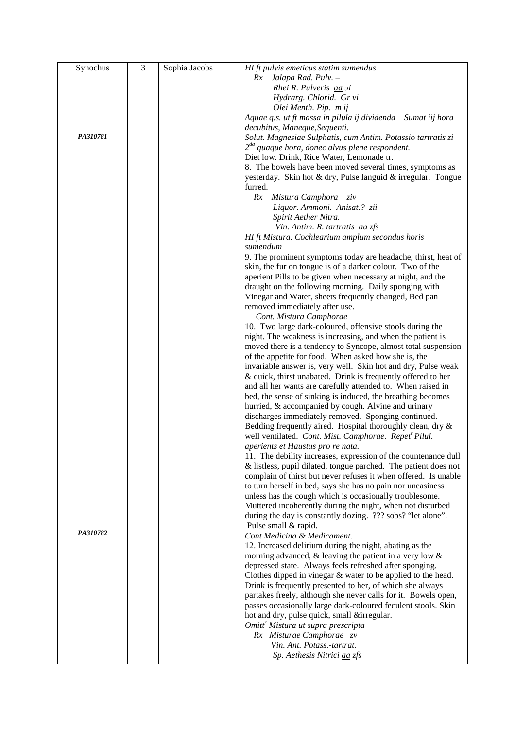| Synochus | 3 | Sophia Jacobs | *HI ft pulvis emeticus statim sumendus* |
|---|---|---|---|
| | | | *Rx Jalapa Rad. Pulv. –* |
| | | | *Rhei R. Pulveris* *aa* *ɔi* |
| | | | *Hydrarg. Chlorid. Gr vi* |
| | | | *Olei Menth. Pip. m ij* |
| | | | *Aquae q.s. ut ft massa in pilula ij dividenda Sumat iij hora decubitus, Maneque,Sequenti.* |
| **PA310781** | | | *Solut. Magnesiae Sulphatis, cum Antim. Potassio tartratis zi 2da quaque hora, donec alvus plene respondent.* |
| | | | Diet low. Drink, Rice Water, Lemonade tr. |
| | | | 8. The bowels have been moved several times, symptoms as yesterday. Skin hot & dry, Pulse languid & irregular. Tongue furred. |
| | | | *Rx Mistura Camphora ziv* |
| | | | *Liquor. Ammoni. Anisat.? zii* |
| | | | *Spirit Aether Nitra.* |
| | | | *Vin. Antim. R. tartratis* *aa* *zfs* |
| | | | *HI ft Mistura. Cochlearium amplum secondus horis sumendum* |
| | | | 9. The prominent symptoms today are headache, thirst, heat of skin, the fur on tongue is of a darker colour. Two of the aperient Pills to be given when necessary at night, and the draught on the following morning. Daily sponging with Vinegar and Water, sheets frequently changed, Bed pan removed immediately after use. |
| | | | *Cont. Mistura Camphorae* |
| | | | 10. Two large dark-coloured, offensive stools during the night. The weakness is increasing, and when the patient is moved there is a tendency to Syncope, almost total suspension of the appetite for food. When asked how she is, the invariable answer is, very well. Skin hot and dry, Pulse weak & quick, thirst unabated. Drink is frequently offered to her and all her wants are carefully attended to. When raised in bed, the sense of sinking is induced, the breathing becomes hurried, & accompanied by cough. Alvine and urinary discharges immediately removed. Sponging continued. Bedding frequently aired. Hospital thoroughly clean, dry & well ventilated. *Cont. Mist. Camphorae. Repetr Pilul. aperients et Haustus pro re nata.* |
| | | | 11. The debility increases, expression of the countenance dull & listless, pupil dilated, tongue parched. The patient does not complain of thirst but never refuses it when offered. Is unable to turn herself in bed, says she has no pain nor uneasiness unless has the cough which is occasionally troublesome. Muttered incoherently during the night, when not disturbed during the day is constantly dozing. ??? sobs? "let alone". Pulse small & rapid. |
| **PA310782** | | | *Cont Medicina & Medicament.* |
| | | | 12. Increased delirium during the night, abating as the morning advanced, & leaving the patient in a very low & depressed state. Always feels refreshed after sponging. Clothes dipped in vinegar & water to be applied to the head. Drink is frequently presented to her, of which she always partakes freely, although she never calls for it. Bowels open, passes occasionally large dark-coloured feculent stools. Skin hot and dry, pulse quick, small &irregular. |
| | | | *Omittr Mistura ut supra prescripta* |
| | | | *Rx Misturae Camphorae zv* |
| | | | *Vin. Ant. Potass.-tartrat.* |
| | | | *Sp. Aethesis Nitrici* *aa* *zfs* |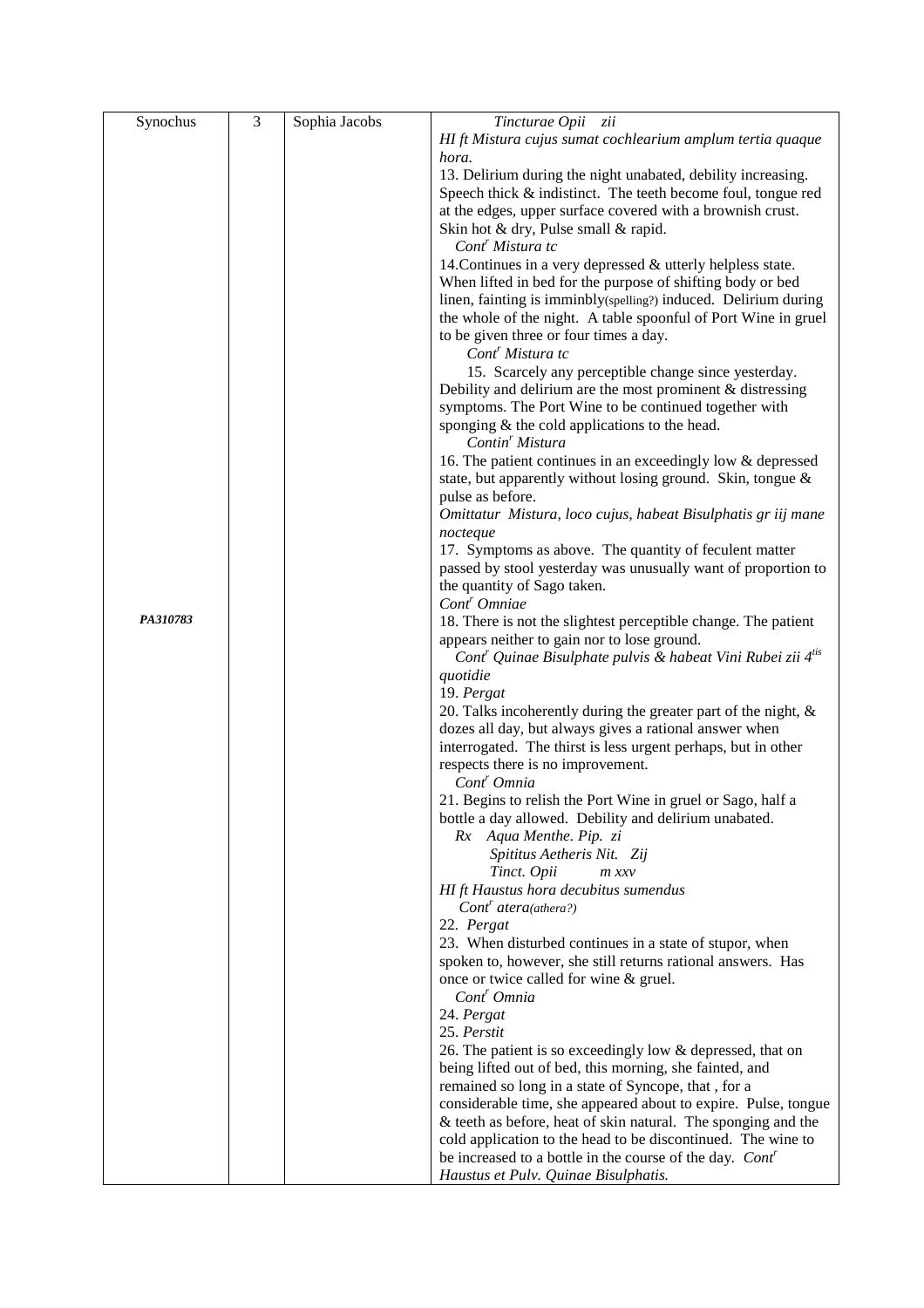| Synochus | 3 | Sophia Jacobs | *Tincturae Opii zii*<br>*HI ft Mistura cujus sumat cochlearium amplum tertia quaque hora.*<br>13. Delirium during the night unabated, debility increasing. Speech thick & indistinct. The teeth become foul, tongue red at the edges, upper surface covered with a brownish crust. Skin hot & dry, Pulse small & rapid.<br>*Cont^r Mistura tc*<br>14.Continues in a very depressed & utterly helpless state. When lifted in bed for the purpose of shifting body or bed linen, fainting is imminbly(spelling?) induced. Delirium during the whole of the night. A table spoonful of Port Wine in gruel to be given three or four times a day.<br>*Cont^r Mistura tc*<br>15. Scarcely any perceptible change since yesterday. Debility and delirium are the most prominent & distressing symptoms. The Port Wine to be continued together with sponging & the cold applications to the head.<br>*Contin^r Mistura*<br>16. The patient continues in an exceedingly low & depressed state, but apparently without losing ground. Skin, tongue & pulse as before.<br>*Omittatur Mistura, loco cujus, habeat Bisulphatis gr iij mane nocteque*<br>17. Symptoms as above. The quantity of feculent matter passed by stool yesterday was unusually want of proportion to the quantity of Sago taken.<br>*Cont^r Omniae*<br>18. There is not the slightest perceptible change. The patient appears neither to gain nor to lose ground.<br>*Cont^r Quinae Bisulphate pulvis & habeat Vini Rubei zii 4^tis quotidie*<br>19. *Pergat*<br>20. Talks incoherently during the greater part of the night, & dozes all day, but always gives a rational answer when interrogated. The thirst is less urgent perhaps, but in other respects there is no improvement.<br>*Cont^r Omnia*<br>21. Begins to relish the Port Wine in gruel or Sago, half a bottle a day allowed. Debility and delirium unabated.<br>*Rx Aqua Menthe. Pip. zi*<br>*Spititus Aetheris Nit. Zij*<br>*Tinct. Opii m xxv*<br>*HI ft Haustus hora decubitus sumendus*<br>*Cont^r atera(athera?)*<br>22. *Pergat*<br>23. When disturbed continues in a state of stupor, when spoken to, however, she still returns rational answers. Has once or twice called for wine & gruel.<br>*Cont^r Omnia*<br>24. *Pergat*<br>25. *Perstit*<br>26. The patient is so exceedingly low & depressed, that on being lifted out of bed, this morning, she fainted, and remained so long in a state of Syncope, that , for a considerable time, she appeared about to expire. Pulse, tongue & teeth as before, heat of skin natural. The sponging and the cold application to the head to be discontinued. The wine to be increased to a bottle in the course of the day. *Cont^r Haustus et Pulv. Quinae Bisulphatis.* |
|---|---|---|---|
| ***PA310783*** | | | |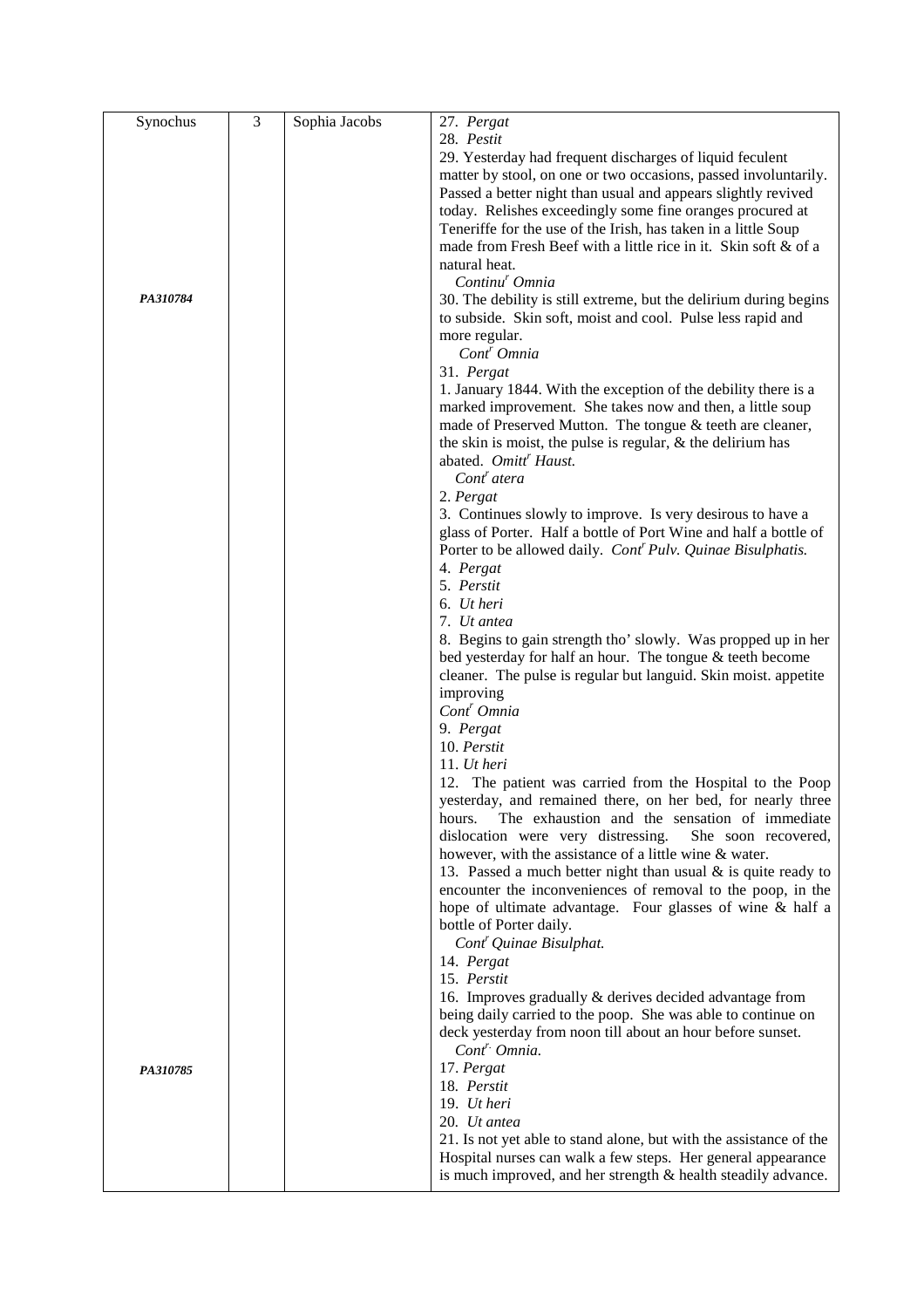| | | | |
|---|---|---|---|
| Synochus | 3 | Sophia Jacobs | 27. *Pergat*<br>28. *Pestit*<br>29. Yesterday had frequent discharges of liquid feculent matter by stool, on one or two occasions, passed involuntarily. Passed a better night than usual and appears slightly revived today. Relishes exceedingly some fine oranges procured at Teneriffe for the use of the Irish, has taken in a little Soup made from Fresh Beef with a little rice in it. Skin soft & of a natural heat.<br>*Continu*[r] *Omnia* |
| ***PA310784*** | | | 30. The debility is still extreme, but the delirium during begins to subside. Skin soft, moist and cool. Pulse less rapid and more regular.<br>*Cont*[r] *Omnia*<br>31. *Pergat*<br>1. January 1844. With the exception of the debility there is a marked improvement. She takes now and then, a little soup made of Preserved Mutton. The tongue & teeth are cleaner, the skin is moist, the pulse is regular, & the delirium has abated. *Omitt*[r] *Haust.*<br>*Cont*[r] *atera*<br>2. *Pergat*<br>3. Continues slowly to improve. Is very desirous to have a glass of Porter. Half a bottle of Port Wine and half a bottle of Porter to be allowed daily. *Cont*[r] *Pulv. Quinae Bisulphatis.*<br>4. *Pergat*<br>5. *Perstit*<br>6. *Ut heri*<br>7. *Ut antea*<br>8. Begins to gain strength tho' slowly. Was propped up in her bed yesterday for half an hour. The tongue & teeth become cleaner. The pulse is regular but languid. Skin moist. appetite improving<br>*Cont*[r] *Omnia*<br>9. *Pergat*<br>10. *Perstit*<br>11. *Ut heri*<br>12. The patient was carried from the Hospital to the Poop yesterday, and remained there, on her bed, for nearly three hours. The exhaustion and the sensation of immediate dislocation were very distressing. She soon recovered, however, with the assistance of a little wine & water.<br>13. Passed a much better night than usual & is quite ready to encounter the inconveniences of removal to the poop, in the hope of ultimate advantage. Four glasses of wine & half a bottle of Porter daily.<br>*Cont*[r] *Quinae Bisulphat.*<br>14. *Pergat*<br>15. *Perstit*<br>16. Improves gradually & derives decided advantage from being daily carried to the poop. She was able to continue on deck yesterday from noon till about an hour before sunset.<br>*Cont*[r.] *Omnia.* |
| ***PA310785*** | | | 17. *Pergat*<br>18. *Perstit*<br>19. *Ut heri*<br>20. *Ut antea*<br>21. Is not yet able to stand alone, but with the assistance of the Hospital nurses can walk a few steps. Her general appearance is much improved, and her strength & health steadily advance. |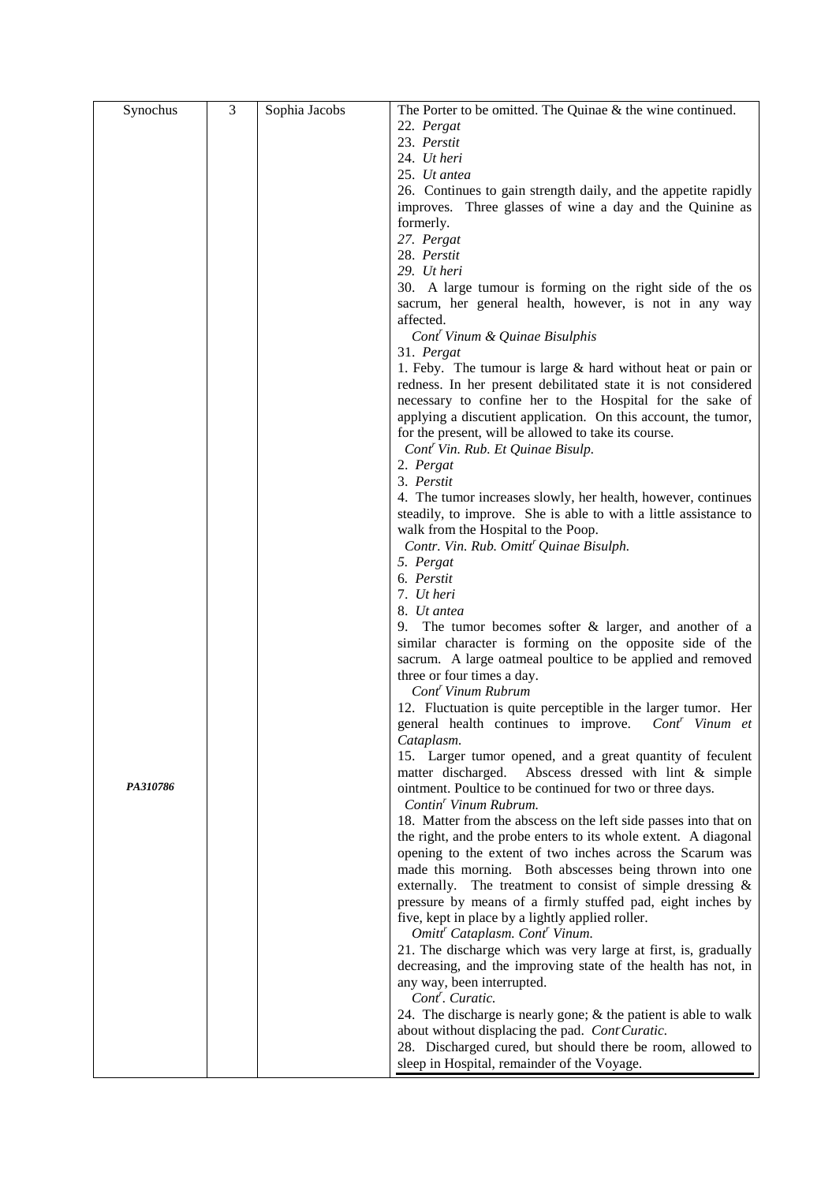| | | | |
|---|---|---|---|
| Synochus | 3 | Sophia Jacobs | The Porter to be omitted. The Quinae & the wine continued.<br>22. *Pergat*<br>23. *Perstit*<br>24. *Ut heri*<br>25. *Ut antea*<br>26. Continues to gain strength daily, and the appetite rapidly improves. Three glasses of wine a day and the Quinine as formerly.<br>*27. Pergat*<br>*28. Perstit*<br>*29. Ut heri*<br>30. A large tumour is forming on the right side of the os sacrum, her general health, however, is not in any way affected.<br>*Cont[r] Vinum & Quinae Bisulphis*<br>31. *Pergat*<br>1. Feby. The tumour is large & hard without heat or pain or redness. In her present debilitated state it is not considered necessary to confine her to the Hospital for the sake of applying a discutient application. On this account, the tumor, for the present, will be allowed to take its course.<br>*Cont[r] Vin. Rub. Et Quinae Bisulp.*<br>2. *Pergat*<br>3. *Perstit*<br>4. The tumor increases slowly, her health, however, continues steadily, to improve. She is able to with a little assistance to walk from the Hospital to the Poop.<br>*Contr. Vin. Rub. Omitt[r] Quinae Bisulph.*<br>*5. Pergat*<br>6. *Perstit*<br>7. *Ut heri*<br>8. *Ut antea*<br>9. The tumor becomes softer & larger, and another of a similar character is forming on the opposite side of the sacrum. A large oatmeal poultice to be applied and removed three or four times a day.<br>*Cont[r] Vinum Rubrum*<br>12. Fluctuation is quite perceptible in the larger tumor. Her general health continues to improve. *Cont[r] Vinum et Cataplasm.*<br>15. Larger tumor opened, and a great quantity of feculent matter discharged. Abscess dressed with lint & simple ointment. Poultice to be continued for two or three days.<br>*Contin[r] Vinum Rubrum.*<br>18. Matter from the abscess on the left side passes into that on the right, and the probe enters to its whole extent. A diagonal opening to the extent of two inches across the Scarum was made this morning. Both abscesses being thrown into one externally. The treatment to consist of simple dressing & pressure by means of a firmly stuffed pad, eight inches by five, kept in place by a lightly applied roller.<br>*Omitt[r] Cataplasm. Cont[r] Vinum.*<br>21. The discharge which was very large at first, is, gradually decreasing, and the improving state of the health has not, in any way, been interrupted.<br>*Cont[r]. Curatic.*<br>24. The discharge is nearly gone; & the patient is able to walk about without displacing the pad. *Cont Curatic.*<br>28. Discharged cured, but should there be room, allowed to sleep in Hospital, remainder of the Voyage. |
| ***PA310786*** | | | |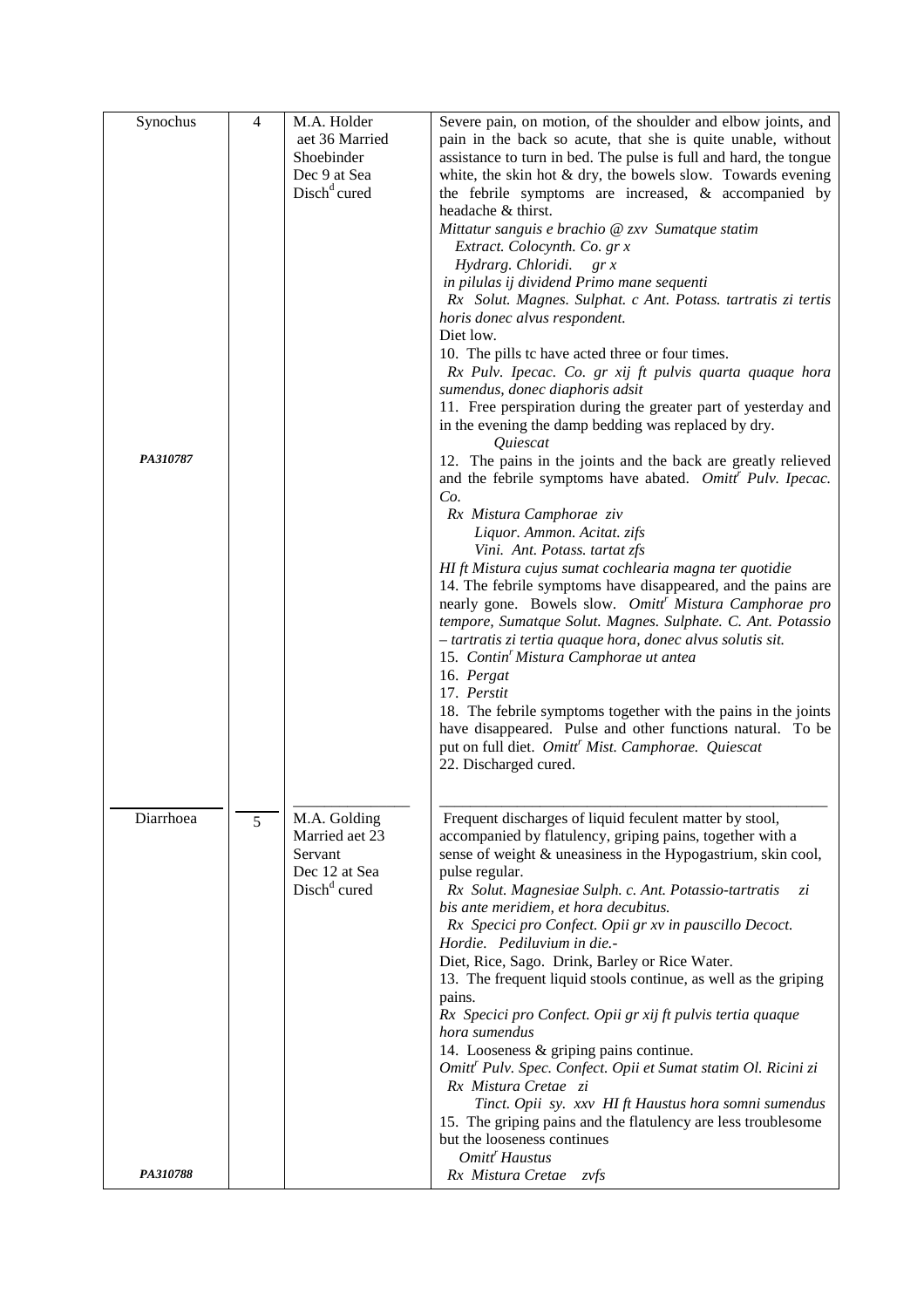| | | | |
|---|---|---|---|
| Synochus | 4 | M.A. Holder<br>aet 36 Married<br>Shoebinder<br>Dec 9 at Sea<br>Disch[d] cured | Severe pain, on motion, of the shoulder and elbow joints, and pain in the back so acute, that she is quite unable, without assistance to turn in bed. The pulse is full and hard, the tongue white, the skin hot & dry, the bowels slow. Towards evening the febrile symptoms are increased, & accompanied by headache & thirst.<br>*Mittatur sanguis e brachio @ zxv Sumatque statim*<br>*Extract. Colocynth. Co. gr x*<br>*Hydrarg. Chloridi. gr x*<br>*in pilulas ij dividend Primo mane sequenti*<br>*Rx Solut. Magnes. Sulphat. c Ant. Potass. tartratis zi tertis horis donec alvus respondent.*<br>Diet low.<br>10. The pills tc have acted three or four times.<br>*Rx Pulv. Ipecac. Co. gr xij ft pulvis quarta quaque hora sumendus, donec diaphoris adsit*<br>11. Free perspiration during the greater part of yesterday and in the evening the damp bedding was replaced by dry.<br>*Quiescat*<br>12. The pains in the joints and the back are greatly relieved and the febrile symptoms have abated. *Omitt[r] Pulv. Ipecac. Co.*<br>*Rx Mistura Camphorae ziv*<br>*Liquor. Ammon. Acitat. zifs*<br>*Vini. Ant. Potass. tartat zfs*<br>*HI ft Mistura cujus sumat cochlearia magna ter quotidie*<br>14. The febrile symptoms have disappeared, and the pains are nearly gone. Bowels slow. *Omitt[r] Mistura Camphorae pro tempore, Sumatque Solut. Magnes. Sulphate. C. Ant. Potassio – tartratis zi tertia quaque hora, donec alvus solutis sit.*<br>15. *Contin[r] Mistura Camphorae ut antea*<br>16. *Pergat*<br>17. *Perstit*<br>18. The febrile symptoms together with the pains in the joints have disappeared. Pulse and other functions natural. To be put on full diet. *Omitt[r] Mist. Camphorae. Quiescat*<br>22. Discharged cured. |
| ***PA310787*** | | | |
| Diarrhoea | 5 | M.A. Golding<br>Married aet 23<br>Servant<br>Dec 12 at Sea<br>Disch[d] cured | Frequent discharges of liquid feculent matter by stool, accompanied by flatulency, griping pains, together with a sense of weight & uneasiness in the Hypogastrium, skin cool, pulse regular.<br>*Rx Solut. Magnesiae Sulph. c. Ant. Potassio-tartratis zi bis ante meridiem, et hora decubitus.*<br>*Rx Specici pro Confect. Opii gr xv in pauscillo Decoct. Hordie. Pediluvium in die.-*<br>Diet, Rice, Sago. Drink, Barley or Rice Water.<br>13. The frequent liquid stools continue, as well as the griping pains.<br>*Rx Specici pro Confect. Opii gr xij ft pulvis tertia quaque hora sumendus*<br>14. Looseness & griping pains continue.<br>*Omitt[r] Pulv. Spec. Confect. Opii et Sumat statim Ol. Ricini zi*<br>*Rx Mistura Cretae zi*<br>*Tinct. Opii sy. xxv HI ft Haustus hora somni sumendus*<br>15. The griping pains and the flatulency are less troublesome but the looseness continues<br>*Omitt[r] Haustus*<br>*Rx Mistura Cretae zvfs* |
| ***PA310788*** | | | |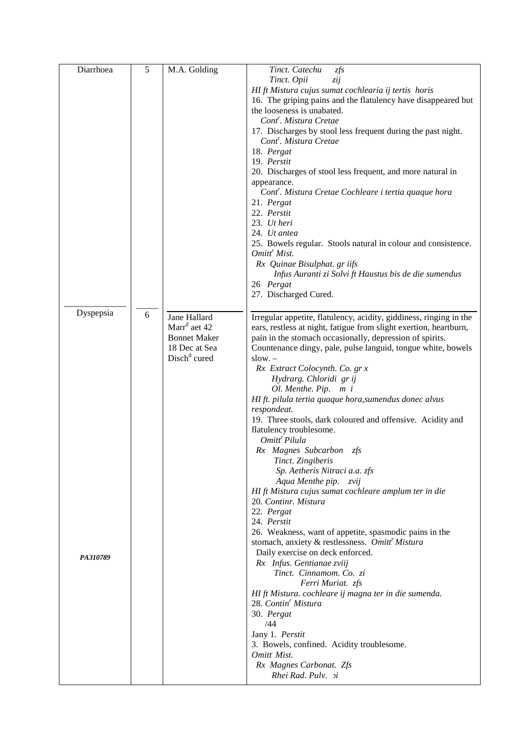| | | | |
|---|---|---|---|
| Diarrhoea | 5 | M.A. Golding | *Tinct. Catechu zfs*<br>*Tinct. Opii zij*<br>*Hl ft Mistura cujus sumat cochlearia ij tertis horis*<br>16. The griping pains and the flatulency have disappeared but the looseness is unabated.<br>*Cont[r]. Mistura Cretae*<br>17. Discharges by stool less frequent during the past night.<br>*Cont[r]. Mistura Cretae*<br>18. *Pergat*<br>19. *Perstit*<br>20. Discharges of stool less frequent, and more natural in appearance.<br>*Cont[r]. Mistura Cretae Cochleare i tertia quaque hora*<br>21. *Pergat*<br>22. *Perstit*<br>23. *Ut heri*<br>24. *Ut antea*<br>25. Bowels regular. Stools natural in colour and consistence.<br>*Omitt[r] Mist.*<br>*Rx Quinae Bisulphat. gr iifs*<br>*Infus Auranti zi Solvi ft Haustus bis de die sumendus*<br>26 *Pergat*<br>27. Discharged Cured. |
| Dyspepsia<br><br><br><br><br><br><br><br><br><br><br><br><br><br><br><br><br><br><br><br><br><br><br>***PA310789*** | 6 | Jane Hallard<br>Marr[d] aet 42<br>Bonnet Maker<br>18 Dec at Sea<br>Disch[d] cured | Irregular appetite, flatulency, acidity, giddiness, ringing in the ears, restless at night, fatigue from slight exertion, heartburn, pain in the stomach occasionally, depression of spirits. Countenance dingy, pale, pulse languid, tongue white, bowels slow. –<br>*Rx Extract Colocynth. Co. gr x*<br>*Hydrarg. Chloridi gr ij*<br>*Ol. Menthe. Pip. m i*<br>*Hl ft. pilula tertia quaque hora,sumendus donec alvus respondeat.*<br>19. Three stools, dark coloured and offensive. Acidity and flatulency troublesome.<br>*Omitt[r] Pilula*<br>*Rx Magnes Subcarbon zfs*<br>*Tinct. Zingiberis*<br>*Sp. Aetheris Nitraci a.a. zfs*<br>*Aqua Menthe pip. zvij*<br>*Hl ft Mistura cujus sumat cochleare amplum ter in die*<br>20. *Continr. Mistura*<br>22. *Pergat*<br>24. *Perstit*<br>26. Weakness, want of appetite, spasmodic pains in the stomach, anxiety & restlessness. *Omitt[r] Mistura*<br>Daily exercise on deck enforced.<br>*Rx Infus. Gentianae zviij*<br>*Tinct. Cinnamom. Co. zi*<br>*Ferri Muriat. zfs*<br>*Hl ft Mistura. cochleare ij magna ter in die sumenda.*<br>28. *Contin[r] Mistura*<br>30. *Pergat*<br>/44<br>Jany 1. *Perstit*<br>3. Bowels, confined. Acidity troublesome.<br>*Omitt Mist.*<br>*Rx Magnes Carbonat. Zfs*<br>*Rhei Rad. Pulv. ͻi* |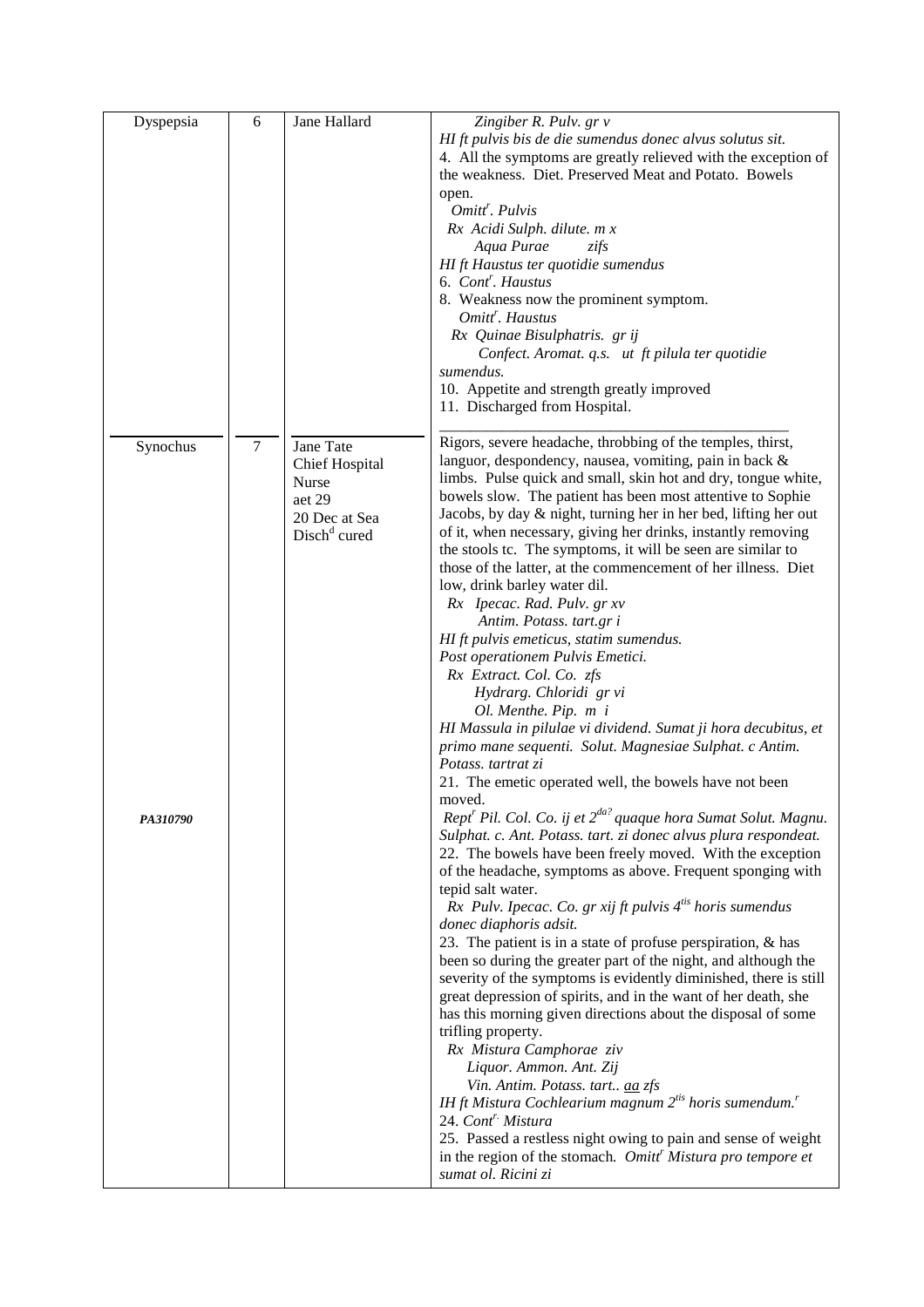| | | | |
|---|---|---|---|
| Dyspepsia | 6 | Jane Hallard | *Zingiber R. Pulv. gr v*<br>*HI ft pulvis bis de die sumendus donec alvus solutus sit.*<br>4. All the symptoms are greatly relieved with the exception of the weakness. Diet. Preserved Meat and Potato. Bowels open.<br>*Omitt^r. Pulvis*<br>*Rx Acidi Sulph. dilute. m x*<br>*Aqua Purae zifs*<br>*HI ft Haustus ter quotidie sumendus*<br>6. *Cont^r. Haustus*<br>8. Weakness now the prominent symptom.<br>*Omitt^r. Haustus*<br>*Rx Quinae Bisulphatris. gr ij*<br>*Confect. Aromat. q.s. ut ft pilula ter quotidie sumendus.*<br>10. Appetite and strength greatly improved<br>11. Discharged from Hospital. |
| Synochus<br><br><br><br><br><br><br><br><br><br><br><br><br><br><br><br><br><br><br><br>***PA310790*** | 7 | Jane Tate<br>Chief Hospital Nurse<br>aet 29<br>20 Dec at Sea<br>Disch^d cured | Rigors, severe headache, throbbing of the temples, thirst, languor, despondency, nausea, vomiting, pain in back & limbs. Pulse quick and small, skin hot and dry, tongue white, bowels slow. The patient has been most attentive to Sophie Jacobs, by day & night, turning her in her bed, lifting her out of it, when necessary, giving her drinks, instantly removing the stools tc. The symptoms, it will be seen are similar to those of the latter, at the commencement of her illness. Diet low, drink barley water dil.<br>*Rx Ipecac. Rad. Pulv. gr xv*<br>*Antim. Potass. tart.gr i*<br>*HI ft pulvis emeticus, statim sumendus.*<br>*Post operationem Pulvis Emetici.*<br>*Rx Extract. Col. Co. zfs*<br>*Hydrarg. Chloridi gr vi*<br>*Ol. Menthe. Pip. m i*<br>*HI Massula in pilulae vi dividend. Sumat ji hora decubitus, et primo mane sequenti. Solut. Magnesiae Sulphat. c Antim. Potass. tartrat zi*<br>21. The emetic operated well, the bowels have not been moved.<br>*Rept^r Pil. Col. Co. ij et 2^da? quaque hora Sumat Solut. Magnu. Sulphat. c. Ant. Potass. tart. zi donec alvus plura respondeat.*<br>22. The bowels have been freely moved. With the exception of the headache, symptoms as above. Frequent sponging with tepid salt water.<br>*Rx Pulv. Ipecac. Co. gr xij ft pulvis 4^tis horis sumendus donec diaphoris adsit.*<br>23. The patient is in a state of profuse perspiration, & has been so during the greater part of the night, and although the severity of the symptoms is evidently diminished, there is still great depression of spirits, and in the want of her death, she has this morning given directions about the disposal of some trifling property.<br>*Rx Mistura Camphorae ziv*<br>*Liquor. Ammon. Ant. Zij*<br>*Vin. Antim. Potass. tart.. aa zfs*<br>*IH ft Mistura Cochlearium magnum 2^tis horis sumendum.^r*<br>24. *Cont^r. Mistura*<br>25. Passed a restless night owing to pain and sense of weight in the region of the stomach. *Omitt^r Mistura pro tempore et sumat ol. Ricini zi* |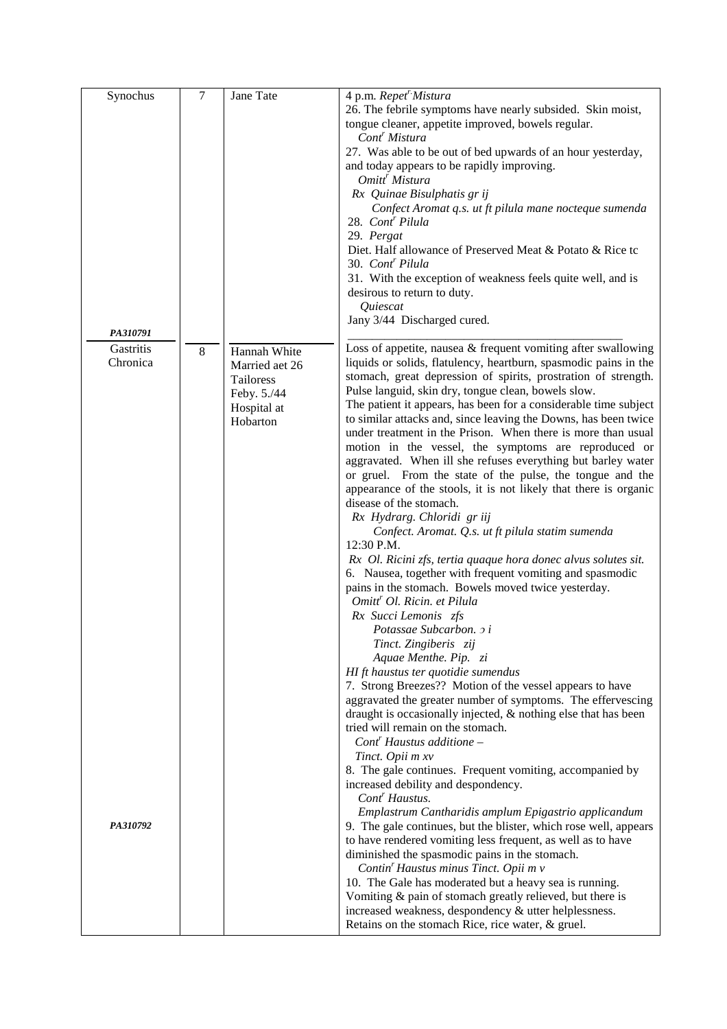| | | | |
|---|---|---|---|
| Synochus | 7 | Jane Tate | 4 p.m. *Repet<sup>r.</sup> Mistura*<br>26. The febrile symptoms have nearly subsided. Skin moist, tongue cleaner, appetite improved, bowels regular.<br>*Cont<sup>r</sup> Mistura*<br>27. Was able to be out of bed upwards of an hour yesterday, and today appears to be rapidly improving.<br>*Omitt<sup>r</sup> Mistura*<br>*Rx Quinae Bisulphatis gr ij*<br>*Confect Aromat q.s. ut ft pilula mane nocteque sumenda*<br>28. *Cont<sup>r</sup> Pilula*<br>29. *Pergat*<br>Diet. Half allowance of Preserved Meat & Potato & Rice tc<br>30. *Cont<sup>r</sup> Pilula*<br>31. With the exception of weakness feels quite well, and is desirous to return to duty.<br>*Quiescat*<br>Jany 3/44 Discharged cured. |
| ***PA310791*** | | | |
| Gastritis Chronica | 8 | Hannah White<br>Married aet 26<br>Tailoress<br>Feby. 5./44<br>Hospital at Hobarton | Loss of appetite, nausea & frequent vomiting after swallowing liquids or solids, flatulency, heartburn, spasmodic pains in the stomach, great depression of spirits, prostration of strength. Pulse languid, skin dry, tongue clean, bowels slow.<br>The patient it appears, has been for a considerable time subject to similar attacks and, since leaving the Downs, has been twice under treatment in the Prison. When there is more than usual motion in the vessel, the symptoms are reproduced or aggravated. When ill she refuses everything but barley water or gruel. From the state of the pulse, the tongue and the appearance of the stools, it is not likely that there is organic disease of the stomach.<br>*Rx Hydrarg. Chloridi gr iij*<br>*Confect. Aromat. Q.s. ut ft pilula statim sumenda*<br>12:30 P.M.<br>*Rx Ol. Ricini zfs, tertia quaque hora donec alvus solutes sit.*<br>6. Nausea, together with frequent vomiting and spasmodic pains in the stomach. Bowels moved twice yesterday.<br>*Omitt<sup>r</sup> Ol. Ricin. et Pilula*<br>*Rx Succi Lemonis zfs*<br>*Potassae Subcarbon. ɔ i*<br>*Tinct. Zingiberis zij*<br>*Aquae Menthe. Pip. zi*<br>*HI ft haustus ter quotidie sumendus*<br>7. Strong Breezes?? Motion of the vessel appears to have aggravated the greater number of symptoms. The effervescing draught is occasionally injected, & nothing else that has been tried will remain on the stomach.<br>*Cont<sup>r</sup> Haustus additione –*<br>*Tinct. Opii m xv*<br>8. The gale continues. Frequent vomiting, accompanied by increased debility and despondency.<br>*Cont<sup>r</sup> Haustus.*<br>*Emplastrum Cantharidis amplum Epigastrio applicandum* |
| ***PA310792*** | | | 9. The gale continues, but the blister, which rose well, appears to have rendered vomiting less frequent, as well as to have diminished the spasmodic pains in the stomach.<br>*Contin<sup>r</sup> Haustus minus Tinct. Opii m v*<br>10. The Gale has moderated but a heavy sea is running. Vomiting & pain of stomach greatly relieved, but there is increased weakness, despondency & utter helplessness. Retains on the stomach Rice, rice water, & gruel. |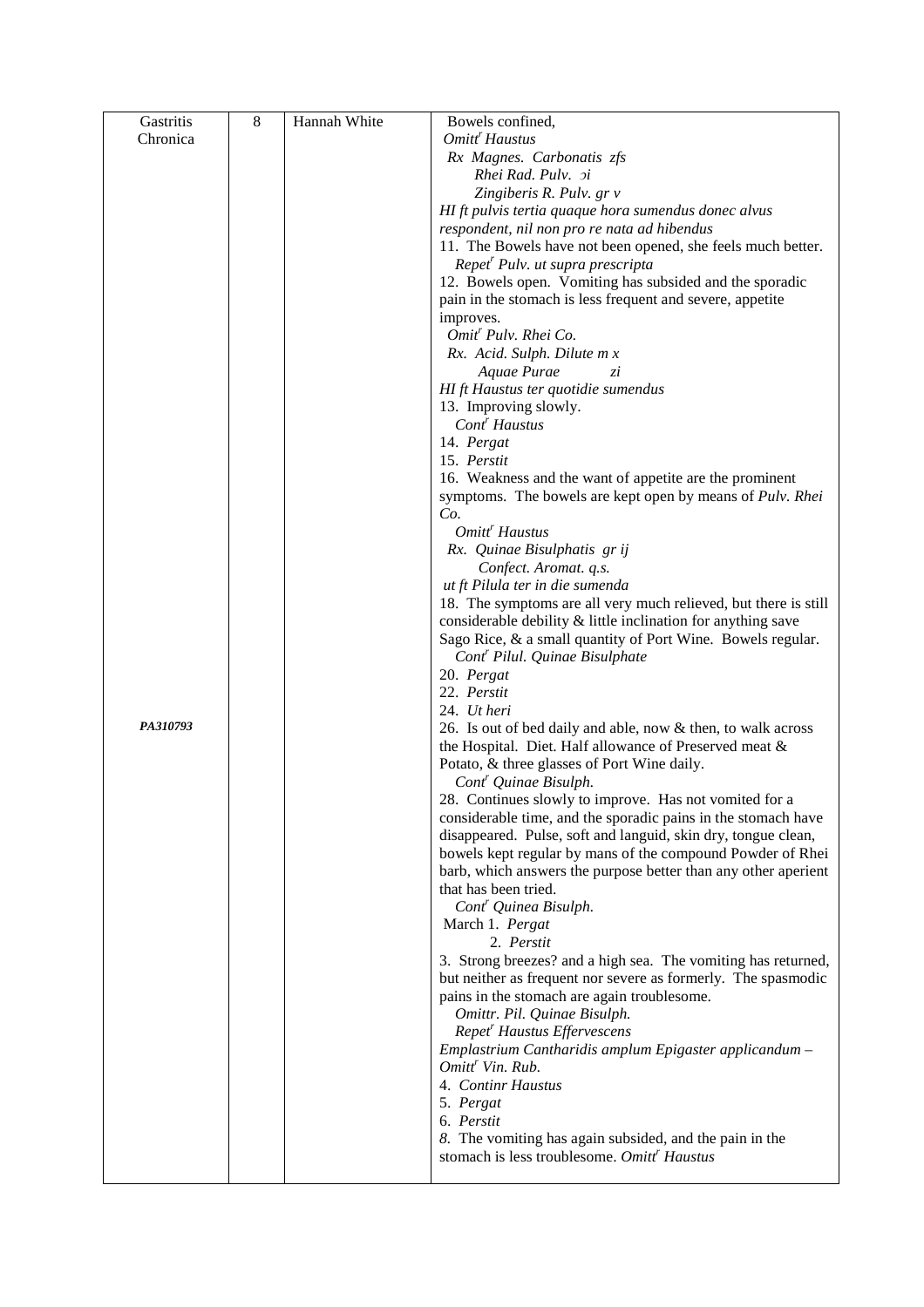| | | | |
|---|---|---|---|
| Gastritis Chronica | 8 | Hannah White | Bowels confined,<br>*Omitt^r Haustus*<br>*Rx Magnes. Carbonatis zfs*<br>*Rhei Rad. Pulv. ɔi*<br>*Zingiberis R. Pulv. gr v*<br>*HI ft pulvis tertia quaque hora sumendus donec alvus respondent, nil non pro re nata ad hibendus*<br>11. The Bowels have not been opened, she feels much better.<br>*Repet^r Pulv. ut supra prescripta*<br>12. Bowels open. Vomiting has subsided and the sporadic pain in the stomach is less frequent and severe, appetite improves.<br>*Omit^r Pulv. Rhei Co.*<br>*Rx. Acid. Sulph. Dilute m x*<br>*Aquae Purae zi*<br>*HI ft Haustus ter quotidie sumendus*<br>13. Improving slowly.<br>*Cont^r Haustus*<br>14. *Pergat*<br>15. *Perstit*<br>16. Weakness and the want of appetite are the prominent symptoms. The bowels are kept open by means of *Pulv. Rhei Co.*<br>*Omitt^r Haustus*<br>*Rx. Quinae Bisulphatis gr ij*<br>*Confect. Aromat. q.s.*<br>*ut ft Pilula ter in die sumenda*<br>18. The symptoms are all very much relieved, but there is still considerable debility & little inclination for anything save Sago Rice, & a small quantity of Port Wine. Bowels regular.<br>*Cont^r Pilul. Quinae Bisulphate*<br>20. *Pergat*<br>22. *Perstit*<br>24. *Ut heri* |
| ***PA310793*** | | | 26. Is out of bed daily and able, now & then, to walk across the Hospital. Diet. Half allowance of Preserved meat & Potato, & three glasses of Port Wine daily.<br>*Cont^r Quinae Bisulph.*<br>28. Continues slowly to improve. Has not vomited for a considerable time, and the sporadic pains in the stomach have disappeared. Pulse, soft and languid, skin dry, tongue clean, bowels kept regular by mans of the compound Powder of Rhei barb, which answers the purpose better than any other aperient that has been tried.<br>*Cont^r Quinea Bisulph.*<br>March 1. *Pergat*<br>2. *Perstit*<br>3. Strong breezes? and a high sea. The vomiting has returned, but neither as frequent nor severe as formerly. The spasmodic pains in the stomach are again troublesome.<br>*Omittr. Pil. Quinae Bisulph.*<br>*Repet^r Haustus Effervescens*<br>*Emplastrium Cantharidis amplum Epigaster applicandum –*<br>*Omitt^r Vin. Rub.*<br>4. *Continr Haustus*<br>5. *Pergat*<br>6. *Perstit*<br>*8.* The vomiting has again subsided, and the pain in the stomach is less troublesome. *Omitt^r Haustus* |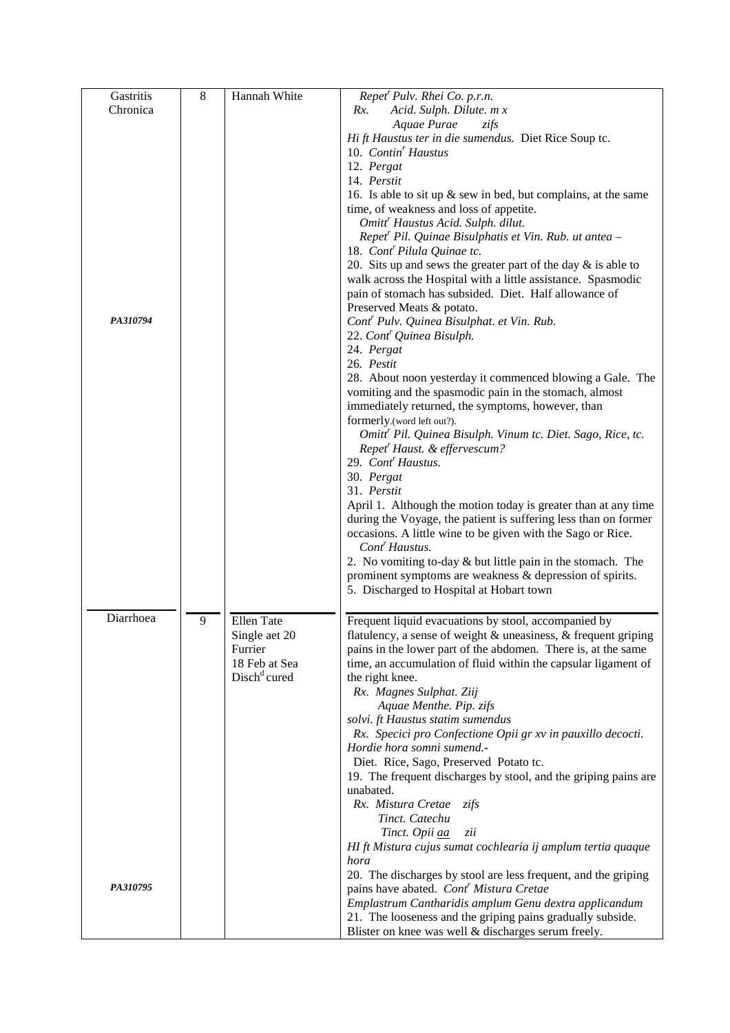| | | | |
|---|---|---|---|
| Gastritis Chronica<br><br>***PA310794*** | 8 | Hannah White | *Repet^r Pulv. Rhei Co. p.r.n.*<br>*Rx. Acid. Sulph. Dilute. m x*<br>*Aquae Purae zifs*<br>*Hi ft Haustus ter in die sumendus.* Diet Rice Soup tc.<br>10. *Contin^r Haustus*<br>12. *Pergat*<br>14. *Perstit*<br>16. Is able to sit up & sew in bed, but complains, at the same time, of weakness and loss of appetite.<br>*Omitt^r Haustus Acid. Sulph. dilut.*<br>*Repet^r Pil. Quinae Bisulphatis et Vin. Rub. ut antea –*<br>18. *Cont^r Pilula Quinae tc.*<br>20. Sits up and sews the greater part of the day & is able to walk across the Hospital with a little assistance. Spasmodic pain of stomach has subsided. Diet. Half allowance of Preserved Meats & potato.<br>*Cont^r Pulv. Quinea Bisulphat. et Vin. Rub.*<br>22. *Cont^r Quinea Bisulph.*<br>24. *Pergat*<br>26. *Pestit*<br>28. About noon yesterday it commenced blowing a Gale. The vomiting and the spasmodic pain in the stomach, almost immediately returned, the symptoms, however, than formerly.(word left out?).<br>*Omitt^r Pil. Quinea Bisulph. Vinum tc. Diet. Sago, Rice, tc.*<br>*Repet^r Haust. & effervescum?*<br>29. *Cont^r Haustus.*<br>30. *Pergat*<br>31. *Perstit*<br>April 1. Although the motion today is greater than at any time during the Voyage, the patient is suffering less than on former occasions. A little wine to be given with the Sago or Rice.<br>*Cont^r Haustus.*<br>2. No vomiting to-day & but little pain in the stomach. The prominent symptoms are weakness & depression of spirits.<br>5. Discharged to Hospital at Hobart town |
| Diarrhoea<br><br>***PA310795*** | 9 | Ellen Tate<br>Single aet 20<br>Furrier<br>18 Feb at Sea<br>Disch^d cured | Frequent liquid evacuations by stool, accompanied by flatulency, a sense of weight & uneasiness, & frequent griping pains in the lower part of the abdomen. There is, at the same time, an accumulation of fluid within the capsular ligament of the right knee.<br>*Rx. Magnes Sulphat. Ziij*<br>*Aquae Menthe. Pip. zifs*<br>*solvi. ft Haustus statim sumendus*<br>*Rx. Specici pro Confectione Opii gr xv in pauxillo decocti. Hordie hora somni sumend.-*<br>Diet. Rice, Sago, Preserved Potato tc.<br>19. The frequent discharges by stool, and the griping pains are unabated.<br>*Rx. Mistura Cretae zifs*<br>*Tinct. Catechu*<br>*Tinct. Opii aa zii*<br>*HI ft Mistura cujus sumat cochlearia ij amplum tertia quaque hora*<br>20. The discharges by stool are less frequent, and the griping pains have abated. *Cont^r Mistura Cretae*<br>*Emplastrum Cantharidis amplum Genu dextra applicandum*<br>21. The looseness and the griping pains gradually subside. Blister on knee was well & discharges serum freely. |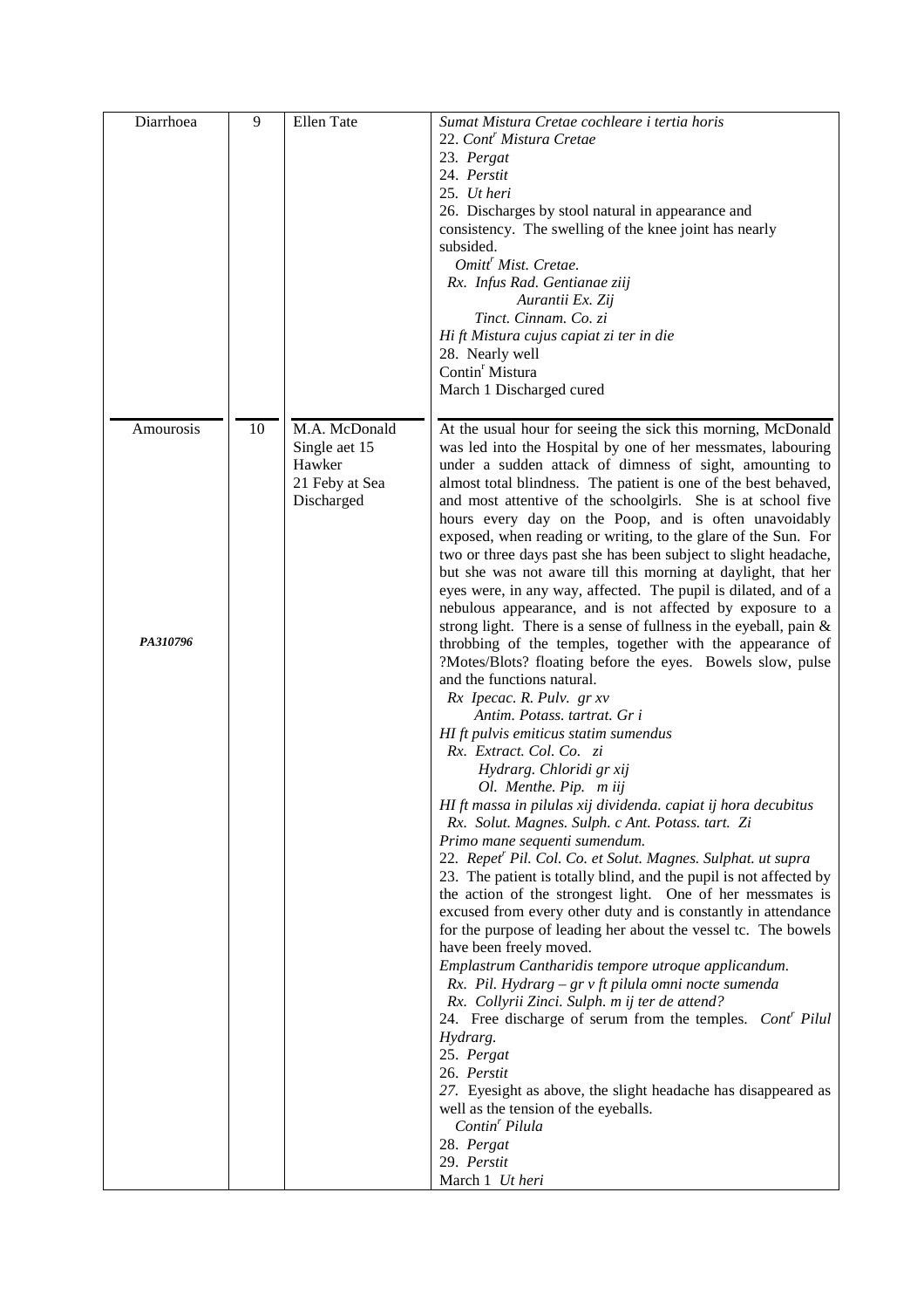| | | | |
|---|---|---|---|
| Diarrhoea | 9 | Ellen Tate | *Sumat Mistura Cretae cochleare i tertia horis*<br>22. *Cont^r Mistura Cretae*<br>23. *Pergat*<br>24. *Perstit*<br>25. *Ut heri*<br>26. Discharges by stool natural in appearance and consistency. The swelling of the knee joint has nearly subsided.<br>*Omitt^r Mist. Cretae.*<br>*Rx. Infus Rad. Gentianae ziij*<br>*Aurantii Ex. Zij*<br>*Tinct. Cinnam. Co. zi*<br>*Hi ft Mistura cujus capiat zi ter in die*<br>28. Nearly well<br>Contin^r Mistura<br>March 1 Discharged cured |
| Amourosis<br><br>*PA310796* | 10 | M.A. McDonald<br>Single aet 15<br>Hawker<br>21 Feby at Sea<br>Discharged | At the usual hour for seeing the sick this morning, McDonald was led into the Hospital by one of her messmates, labouring under a sudden attack of dimness of sight, amounting to almost total blindness. The patient is one of the best behaved, and most attentive of the schoolgirls. She is at school five hours every day on the Poop, and is often unavoidably exposed, when reading or writing, to the glare of the Sun. For two or three days past she has been subject to slight headache, but she was not aware till this morning at daylight, that her eyes were, in any way, affected. The pupil is dilated, and of a nebulous appearance, and is not affected by exposure to a strong light. There is a sense of fullness in the eyeball, pain & throbbing of the temples, together with the appearance of ?Motes/Blots? floating before the eyes. Bowels slow, pulse and the functions natural.<br>*Rx Ipecac. R. Pulv. gr xv*<br>*Antim. Potass. tartrat. Gr i*<br>*HI ft pulvis emiticus statim sumendus*<br>*Rx. Extract. Col. Co. zi*<br>*Hydrarg. Chloridi gr xij*<br>*Ol. Menthe. Pip. m iij*<br>*HI ft massa in pilulas xij dividenda. capiat ij hora decubitus*<br>*Rx. Solut. Magnes. Sulph. c Ant. Potass. tart. Zi*<br>*Primo mane sequenti sumendum.*<br>22. *Repet^r Pil. Col. Co. et Solut. Magnes. Sulphat. ut supra*<br>23. The patient is totally blind, and the pupil is not affected by the action of the strongest light. One of her messmates is excused from every other duty and is constantly in attendance for the purpose of leading her about the vessel tc. The bowels have been freely moved.<br>*Emplastrum Cantharidis tempore utroque applicandum.*<br>*Rx. Pil. Hydrarg – gr v ft pilula omni nocte sumenda*<br>*Rx. Collyrii Zinci. Sulph. m ij ter de attend?*<br>24. Free discharge of serum from the temples. *Cont^r Pilul Hydrarg.*<br>25. *Pergat*<br>26. *Perstit*<br>27. Eyesight as above, the slight headache has disappeared as well as the tension of the eyeballs.<br>*Contin^r Pilula*<br>28. *Pergat*<br>29. *Perstit*<br>March 1 *Ut heri* |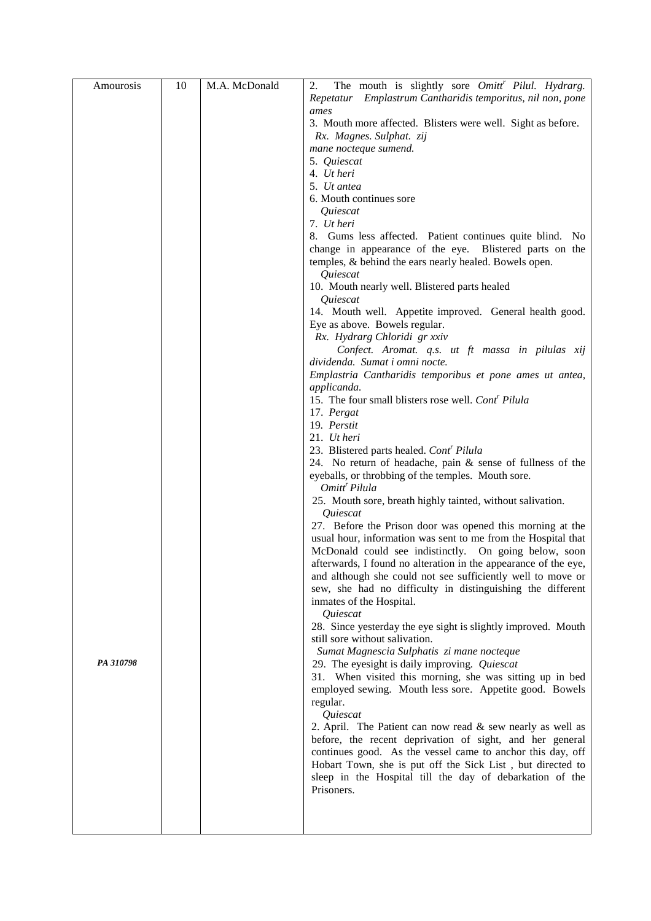| | | | |
|---|---|---|---|
| Amourosis | 10 | M.A. McDonald | 2. The mouth is slightly sore *Omitt^r Pilul. Hydrarg. Repetatur Emplastrum Cantharidis temporitus, nil non, pone ames*<br>3. Mouth more affected. Blisters were well. Sight as before.<br>*Rx. Magnes. Sulphat. zij*<br>*mane nocteque sumend.*<br>5. *Quiescat*<br>4. *Ut heri*<br>5. *Ut antea*<br>6. Mouth continues sore<br>*Quiescat*<br>7. *Ut heri*<br>8. Gums less affected. Patient continues quite blind. No change in appearance of the eye. Blistered parts on the temples, & behind the ears nearly healed. Bowels open.<br>*Quiescat*<br>10. Mouth nearly well. Blistered parts healed<br>*Quiescat*<br>14. Mouth well. Appetite improved. General health good. Eye as above. Bowels regular.<br>*Rx. Hydrarg Chloridi gr xxiv*<br>*Confect. Aromat. q.s. ut ft massa in pilulas xij dividenda. Sumat i omni nocte.*<br>*Emplastria Cantharidis temporibus et pone ames ut antea, applicanda.*<br>15. The four small blisters rose well. *Cont^r Pilula*<br>17. *Pergat*<br>19. *Perstit*<br>21. *Ut heri*<br>23. Blistered parts healed. *Cont^r Pilula*<br>24. No return of headache, pain & sense of fullness of the eyeballs, or throbbing of the temples. Mouth sore.<br>*Omitt^r Pilula*<br>25. Mouth sore, breath highly tainted, without salivation.<br>*Quiescat*<br>27. Before the Prison door was opened this morning at the usual hour, information was sent to me from the Hospital that McDonald could see indistinctly. On going below, soon afterwards, I found no alteration in the appearance of the eye, and although she could not see sufficiently well to move or sew, she had no difficulty in distinguishing the different inmates of the Hospital.<br>*Quiescat*<br>28. Since yesterday the eye sight is slightly improved. Mouth still sore without salivation.<br>*Sumat Magnescia Sulphatis zi mane nocteque*<br>29. The eyesight is daily improving. *Quiescat*<br>31. When visited this morning, she was sitting up in bed employed sewing. Mouth less sore. Appetite good. Bowels regular.<br>*Quiescat*<br>2. April. The Patient can now read & sew nearly as well as before, the recent deprivation of sight, and her general continues good. As the vessel came to anchor this day, off Hobart Town, she is put off the Sick List , but directed to sleep in the Hospital till the day of debarkation of the Prisoners. |
| ***PA 310798*** | | | |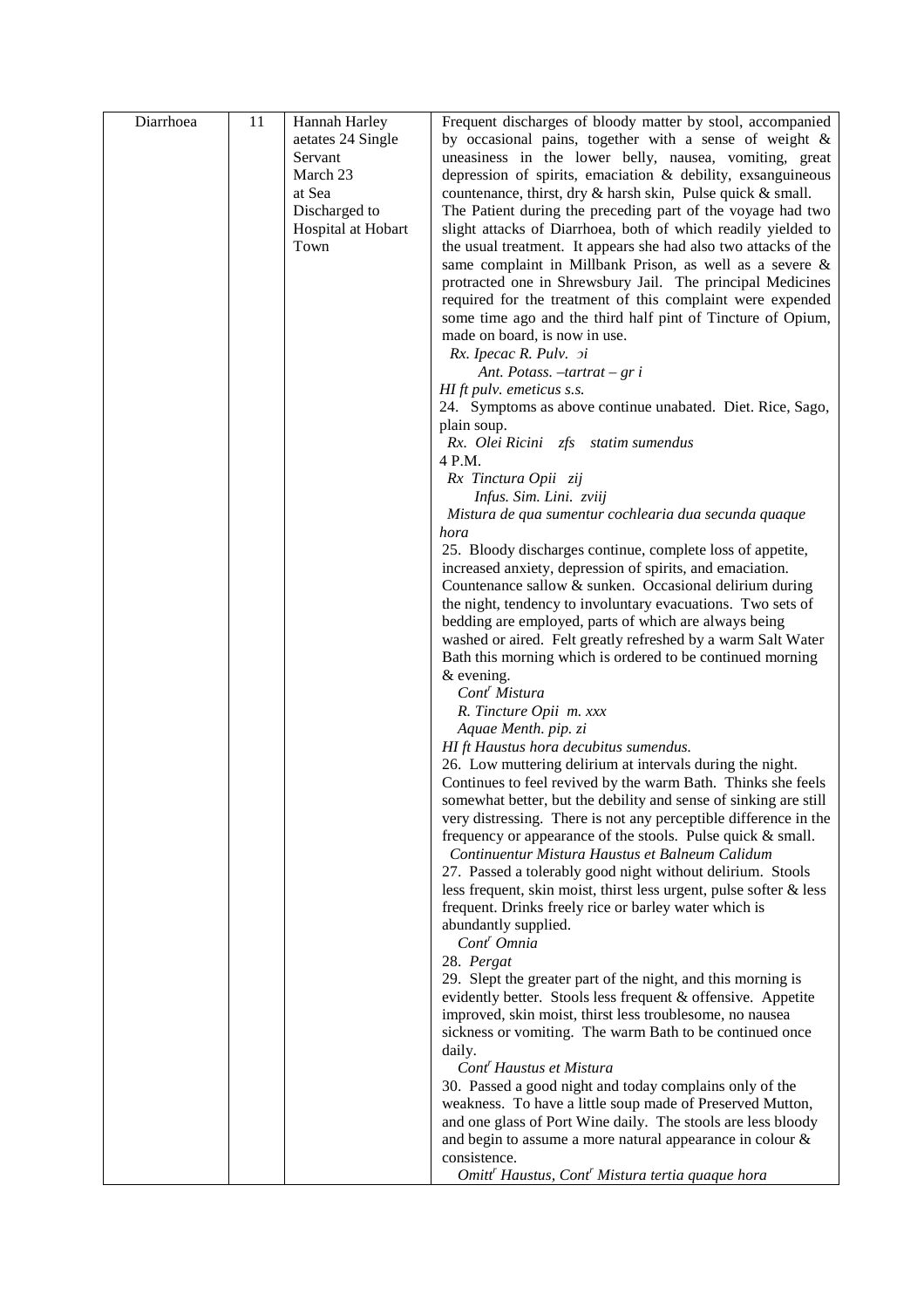| Diarrhoea | 11 | Hannah Harley<br>aetates 24 Single<br>Servant<br>March 23<br>at Sea<br>Discharged to<br>Hospital at Hobart<br>Town | Frequent discharges of bloody matter by stool, accompanied by occasional pains, together with a sense of weight & uneasiness in the lower belly, nausea, vomiting, great depression of spirits, emaciation & debility, exsanguineous countenance, thirst, dry & harsh skin, Pulse quick & small.<br>The Patient during the preceding part of the voyage had two slight attacks of Diarrhoea, both of which readily yielded to the usual treatment. It appears she had also two attacks of the same complaint in Millbank Prison, as well as a severe & protracted one in Shrewsbury Jail. The principal Medicines required for the treatment of this complaint were expended some time ago and the third half pint of Tincture of Opium, made on board, is now in use.<br>*Rx. Ipecac R. Pulv. ɔi*<br>*Ant. Potass. –tartrat – gr i*<br>*Hl ft pulv. emeticus s.s.*<br>24. Symptoms as above continue unabated. Diet. Rice, Sago, plain soup.<br>*Rx. Olei Ricini ℥fs statim sumendus*<br>4 P.M.<br>*Rx Tinctura Opii ʒij*<br>*Infus. Sim. Lini. ℥viij*<br>*Mistura de qua sumentur cochlearia dua secunda quaque hora*<br>25. Bloody discharges continue, complete loss of appetite, increased anxiety, depression of spirits, and emaciation. Countenance sallow & sunken. Occasional delirium during the night, tendency to involuntary evacuations. Two sets of bedding are employed, parts of which are always being washed or aired. Felt greatly refreshed by a warm Salt Water Bath this morning which is ordered to be continued morning & evening.<br>*Cont^r Mistura*<br>*R. Tincture Opii m. xxx*<br>*Aquae Menth. pip. ℥i*<br>*Hl ft Haustus hora decubitus sumendus.*<br>26. Low muttering delirium at intervals during the night. Continues to feel revived by the warm Bath. Thinks she feels somewhat better, but the debility and sense of sinking are still very distressing. There is not any perceptible difference in the frequency or appearance of the stools. Pulse quick & small.<br>*Continuentur Mistura Haustus et Balneum Calidum*<br>27. Passed a tolerably good night without delirium. Stools less frequent, skin moist, thirst less urgent, pulse softer & less frequent. Drinks freely rice or barley water which is abundantly supplied.<br>*Cont^r Omnia*<br>28. *Pergat*<br>29. Slept the greater part of the night, and this morning is evidently better. Stools less frequent & offensive. Appetite improved, skin moist, thirst less troublesome, no nausea sickness or vomiting. The warm Bath to be continued once daily.<br>*Cont^r Haustus et Mistura*<br>30. Passed a good night and today complains only of the weakness. To have a little soup made of Preserved Mutton, and one glass of Port Wine daily. The stools are less bloody and begin to assume a more natural appearance in colour & consistence.<br>*Omitt^r Haustus, Cont^r Mistura tertia quaque hora* |
|---|---|---|---|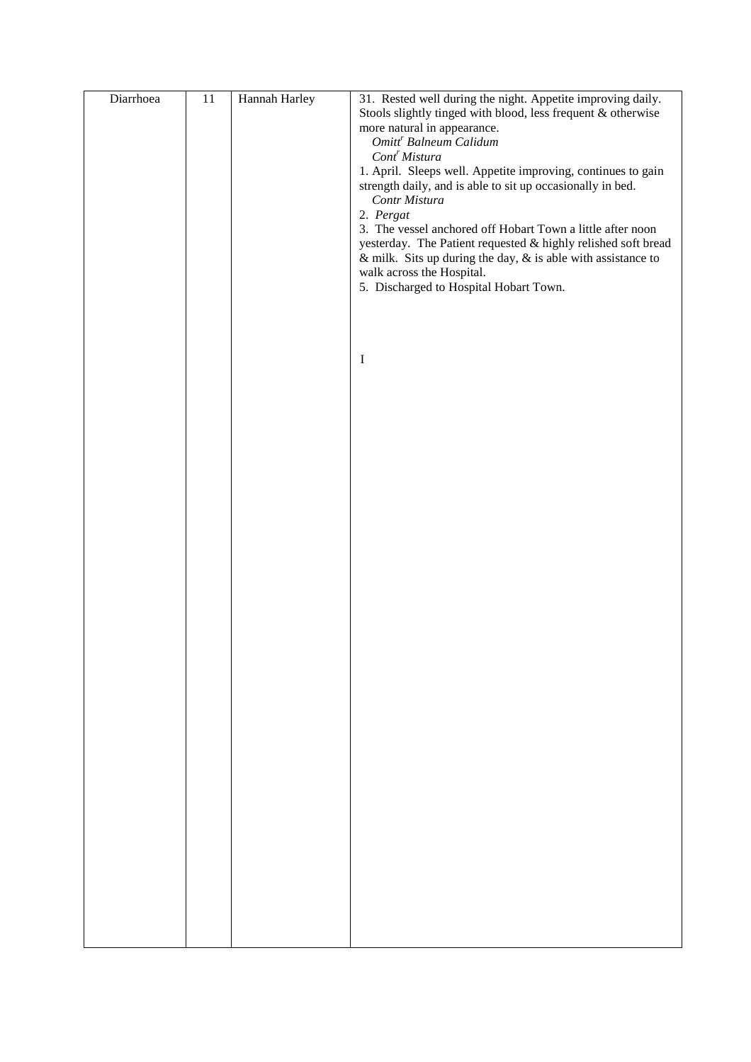| Diarrhoea | 11 | Hannah Harley | 31. Rested well during the night. Appetite improving daily. Stools slightly tinged with blood, less frequent & otherwise more natural in appearance.<br>*Omitt<sup>r</sup> Balneum Calidum*<br>*Cont<sup>r</sup> Mistura*<br>1. April. Sleeps well. Appetite improving, continues to gain strength daily, and is able to sit up occasionally in bed.<br>*Contr Mistura*<br>2. *Pergat*<br>3. The vessel anchored off Hobart Town a little after noon yesterday. The Patient requested & highly relished soft bread & milk. Sits up during the day, & is able with assistance to walk across the Hospital.<br>5. Discharged to Hospital Hobart Town.<br><br>I |
|---|---|---|---|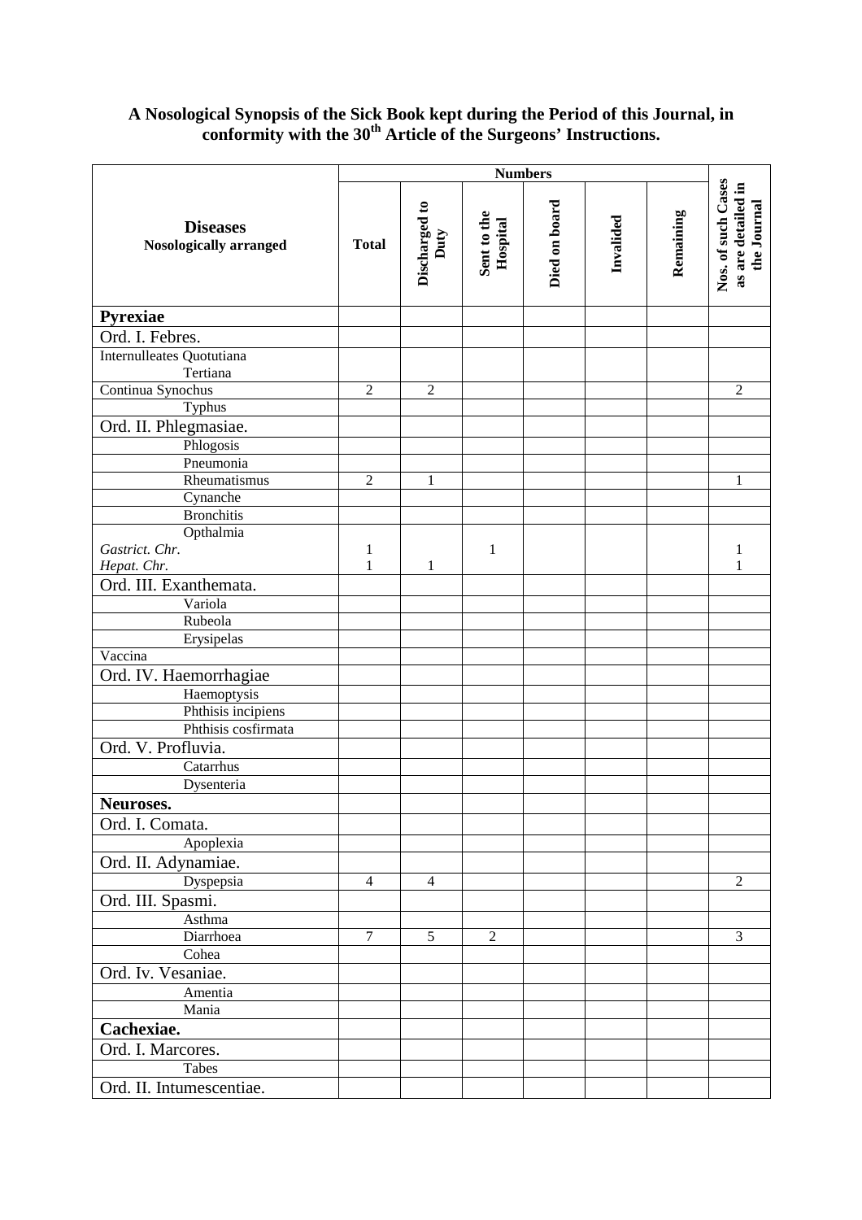**A Nosological Synopsis of the Sick Book kept during the Period of this Journal, in conformity with the 30th Article of the Surgeons' Instructions.**

| **Diseases** Nosologically arranged | **Numbers** | | | | | | |
|---|---|---|---|---|---|---|---|
| | **Total** | **Discharged to Duty** | **Sent to the Hospital** | **Died on board** | **Invalided** | **Remaining** | **Nos. of such Cases as are detailed in the Journal** |
| **Pyrexiae** | | | | | | | |
| Ord. I. Febres. | | | | | | | |
| Internulleates Quotutiana | | | | | | | |
| Tertiana | | | | | | | |
| Continua Synochus | 2 | 2 | | | | | 2 |
| Typhus | | | | | | | |
| Ord. II. Phlegmasiae. | | | | | | | |
| Phlogosis | | | | | | | |
| Pneumonia | | | | | | | |
| Rheumatismus | 2 | 1 | | | | | 1 |
| Cynanche | | | | | | | |
| Bronchitis | | | | | | | |
| Opthalmia | | | | | | | |
| *Gastrict. Chr.* | 1 | | 1 | | | | 1 |
| *Hepat. Chr.* | 1 | 1 | | | | | 1 |
| Ord. III. Exanthemata. | | | | | | | |
| Variola | | | | | | | |
| Rubeola | | | | | | | |
| Erysipelas | | | | | | | |
| Vaccina | | | | | | | |
| Ord. IV. Haemorrhagiae | | | | | | | |
| Haemoptysis | | | | | | | |
| Phthisis incipiens | | | | | | | |
| Phthisis cosfirmata | | | | | | | |
| Ord. V. Profluvia. | | | | | | | |
| Catarrhus | | | | | | | |
| Dysenteria | | | | | | | |
| **Neuroses.** | | | | | | | |
| Ord. I. Comata. | | | | | | | |
| Apoplexia | | | | | | | |
| Ord. II. Adynamiae. | | | | | | | |
| Dyspepsia | 4 | 4 | | | | | 2 |
| Ord. III. Spasmi. | | | | | | | |
| Asthma | | | | | | | |
| Diarrhoea | 7 | 5 | 2 | | | | 3 |
| Cohea | | | | | | | |
| Ord. Iv. Vesaniae. | | | | | | | |
| Amentia | | | | | | | |
| Mania | | | | | | | |
| **Cachexiae.** | | | | | | | |
| Ord. I. Marcores. | | | | | | | |
| Tabes | | | | | | | |
| Ord. II. Intumescentiae. | | | | | | | |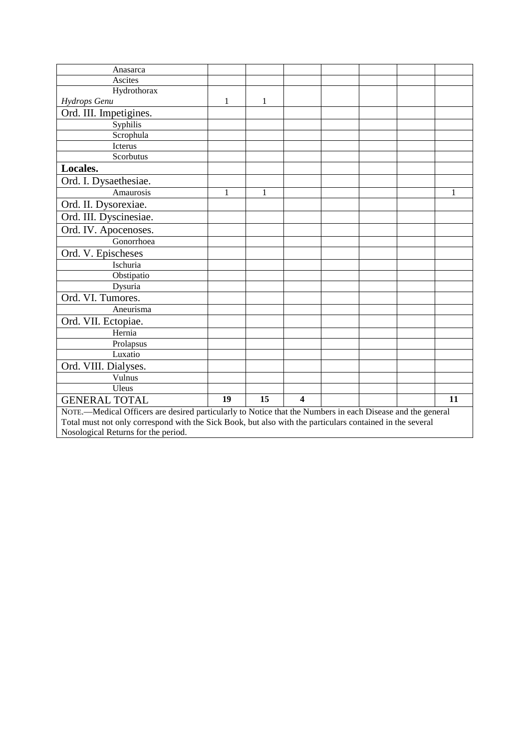| | | | | | | | |
|---|---|---|---|---|---|---|---|
| Anasarca | | | | | | | |
| Ascites | | | | | | | |
| Hydrothorax | | | | | | | |
| *Hydrops Genu* | 1 | 1 | | | | | |
| Ord. III. Impetigines. | | | | | | | |
| Syphilis | | | | | | | |
| Scrophula | | | | | | | |
| Icterus | | | | | | | |
| Scorbutus | | | | | | | |
| **Locales.** | | | | | | | |
| Ord. I. Dysaethesiae. | | | | | | | |
| Amaurosis | 1 | 1 | | | | | 1 |
| Ord. II. Dysorexiae. | | | | | | | |
| Ord. III. Dyscinesiae. | | | | | | | |
| Ord. IV. Apocenoses. | | | | | | | |
| Gonorrhoea | | | | | | | |
| Ord. V. Epischeses | | | | | | | |
| Ischuria | | | | | | | |
| Obstipatio | | | | | | | |
| Dysuria | | | | | | | |
| Ord. VI. Tumores. | | | | | | | |
| Aneurisma | | | | | | | |
| Ord. VII. Ectopiae. | | | | | | | |
| Hernia | | | | | | | |
| Prolapsus | | | | | | | |
| Luxatio | | | | | | | |
| Ord. VIII. Dialyses. | | | | | | | |
| Vulnus | | | | | | | |
| Uleus | | | | | | | |
| GENERAL TOTAL | **19** | **15** | **4** | | | | **11** |

NOTE.—Medical Officers are desired particularly to Notice that the Numbers in each Disease and the general Total must not only correspond with the Sick Book, but also with the particulars contained in the several Nosological Returns for the period.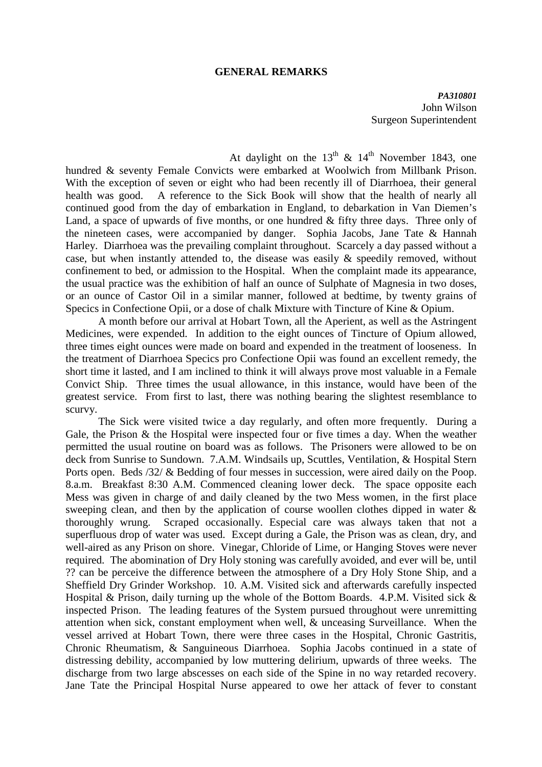## GENERAL REMARKS

***PA310801***
John Wilson
Surgeon Superintendent

At daylight on the 13th & 14th November 1843, one hundred & seventy Female Convicts were embarked at Woolwich from Millbank Prison. With the exception of seven or eight who had been recently ill of Diarrhoea, their general health was good. A reference to the Sick Book will show that the health of nearly all continued good from the day of embarkation in England, to debarkation in Van Diemen's Land, a space of upwards of five months, or one hundred & fifty three days. Three only of the nineteen cases, were accompanied by danger. Sophia Jacobs, Jane Tate & Hannah Harley. Diarrhoea was the prevailing complaint throughout. Scarcely a day passed without a case, but when instantly attended to, the disease was easily & speedily removed, without confinement to bed, or admission to the Hospital. When the complaint made its appearance, the usual practice was the exhibition of half an ounce of Sulphate of Magnesia in two doses, or an ounce of Castor Oil in a similar manner, followed at bedtime, by twenty grains of Specics in Confectione Opii, or a dose of chalk Mixture with Tincture of Kine & Opium.

A month before our arrival at Hobart Town, all the Aperient, as well as the Astringent Medicines, were expended. In addition to the eight ounces of Tincture of Opium allowed, three times eight ounces were made on board and expended in the treatment of looseness. In the treatment of Diarrhoea Specics pro Confectione Opii was found an excellent remedy, the short time it lasted, and I am inclined to think it will always prove most valuable in a Female Convict Ship. Three times the usual allowance, in this instance, would have been of the greatest service. From first to last, there was nothing bearing the slightest resemblance to scurvy.

The Sick were visited twice a day regularly, and often more frequently. During a Gale, the Prison & the Hospital were inspected four or five times a day. When the weather permitted the usual routine on board was as follows. The Prisoners were allowed to be on deck from Sunrise to Sundown. 7.A.M. Windsails up, Scuttles, Ventilation, & Hospital Stern Ports open. Beds /32/ & Bedding of four messes in succession, were aired daily on the Poop. 8.a.m. Breakfast 8:30 A.M. Commenced cleaning lower deck. The space opposite each Mess was given in charge of and daily cleaned by the two Mess women, in the first place sweeping clean, and then by the application of course woollen clothes dipped in water & thoroughly wrung. Scraped occasionally. Especial care was always taken that not a superfluous drop of water was used. Except during a Gale, the Prison was as clean, dry, and well-aired as any Prison on shore. Vinegar, Chloride of Lime, or Hanging Stoves were never required. The abomination of Dry Holy stoning was carefully avoided, and ever will be, until ?? can be perceive the difference between the atmosphere of a Dry Holy Stone Ship, and a Sheffield Dry Grinder Workshop. 10. A.M. Visited sick and afterwards carefully inspected Hospital & Prison, daily turning up the whole of the Bottom Boards. 4.P.M. Visited sick & inspected Prison. The leading features of the System pursued throughout were unremitting attention when sick, constant employment when well, & unceasing Surveillance. When the vessel arrived at Hobart Town, there were three cases in the Hospital, Chronic Gastritis, Chronic Rheumatism, & Sanguineous Diarrhoea. Sophia Jacobs continued in a state of distressing debility, accompanied by low muttering delirium, upwards of three weeks. The discharge from two large abscesses on each side of the Spine in no way retarded recovery. Jane Tate the Principal Hospital Nurse appeared to owe her attack of fever to constant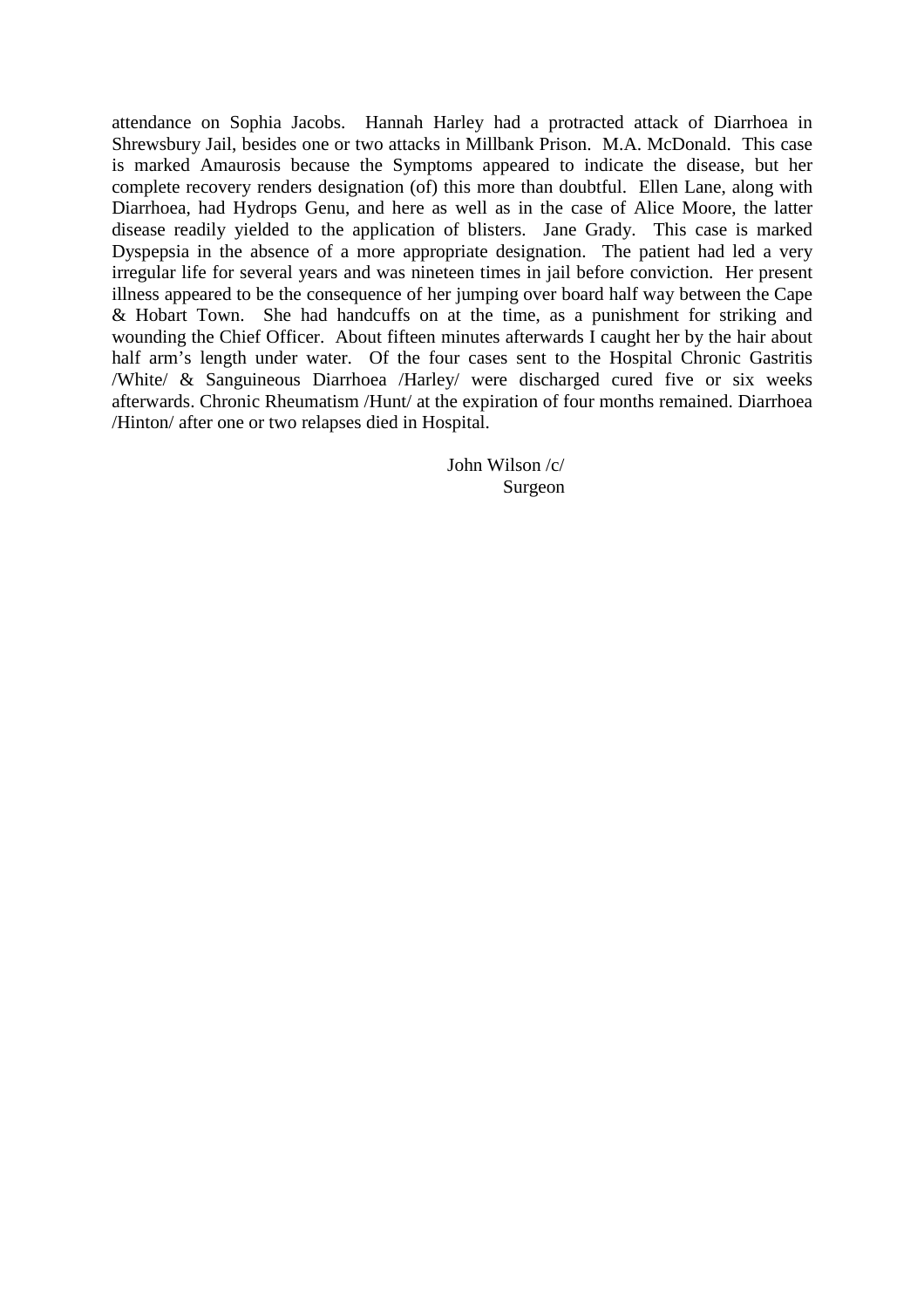attendance on Sophia Jacobs. Hannah Harley had a protracted attack of Diarrhoea in Shrewsbury Jail, besides one or two attacks in Millbank Prison. M.A. McDonald. This case is marked Amaurosis because the Symptoms appeared to indicate the disease, but her complete recovery renders designation (of) this more than doubtful. Ellen Lane, along with Diarrhoea, had Hydrops Genu, and here as well as in the case of Alice Moore, the latter disease readily yielded to the application of blisters. Jane Grady. This case is marked Dyspepsia in the absence of a more appropriate designation. The patient had led a very irregular life for several years and was nineteen times in jail before conviction. Her present illness appeared to be the consequence of her jumping over board half way between the Cape & Hobart Town. She had handcuffs on at the time, as a punishment for striking and wounding the Chief Officer. About fifteen minutes afterwards I caught her by the hair about half arm's length under water. Of the four cases sent to the Hospital Chronic Gastritis /White/ & Sanguineous Diarrhoea /Harley/ were discharged cured five or six weeks afterwards. Chronic Rheumatism /Hunt/ at the expiration of four months remained. Diarrhoea /Hinton/ after one or two relapses died in Hospital.

John Wilson /c/
Surgeon